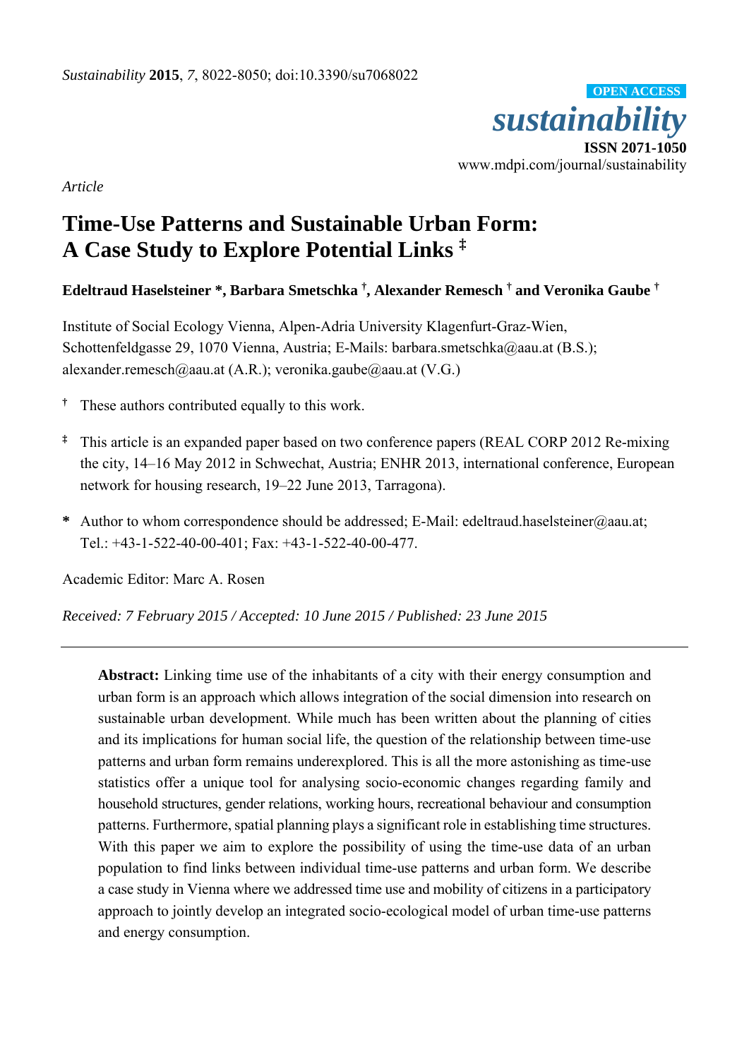*Sustainability* **2015**, *7*, 8022-8050; doi:10.3390/su7068022

OPEN ACCESS

***sustainability***

**ISSN 2071-1050**

www.mdpi.com/journal/sustainability

*Article*

# Time-Use Patterns and Sustainable Urban Form: A Case Study to Explore Potential Links ‡

**Edeltraud Haselsteiner \*, Barbara Smetschka †, Alexander Remesch † and Veronika Gaube †**

Institute of Social Ecology Vienna, Alpen-Adria University Klagenfurt-Graz-Wien, Schottenfeldgasse 29, 1070 Vienna, Austria; E-Mails: barbara.smetschka@aau.at (B.S.); alexander.remesch@aau.at (A.R.); veronika.gaube@aau.at (V.G.)

† These authors contributed equally to this work.

‡ This article is an expanded paper based on two conference papers (REAL CORP 2012 Re-mixing the city, 14–16 May 2012 in Schwechat, Austria; ENHR 2013, international conference, European network for housing research, 19–22 June 2013, Tarragona).

\* Author to whom correspondence should be addressed; E-Mail: edeltraud.haselsteiner@aau.at; Tel.: +43-1-522-40-00-401; Fax: +43-1-522-40-00-477.

Academic Editor: Marc A. Rosen

*Received: 7 February 2015 / Accepted: 10 June 2015 / Published: 23 June 2015*

---

**Abstract:** Linking time use of the inhabitants of a city with their energy consumption and urban form is an approach which allows integration of the social dimension into research on sustainable urban development. While much has been written about the planning of cities and its implications for human social life, the question of the relationship between time-use patterns and urban form remains underexplored. This is all the more astonishing as time-use statistics offer a unique tool for analysing socio-economic changes regarding family and household structures, gender relations, working hours, recreational behaviour and consumption patterns. Furthermore, spatial planning plays a significant role in establishing time structures. With this paper we aim to explore the possibility of using the time-use data of an urban population to find links between individual time-use patterns and urban form. We describe a case study in Vienna where we addressed time use and mobility of citizens in a participatory approach to jointly develop an integrated socio-ecological model of urban time-use patterns and energy consumption.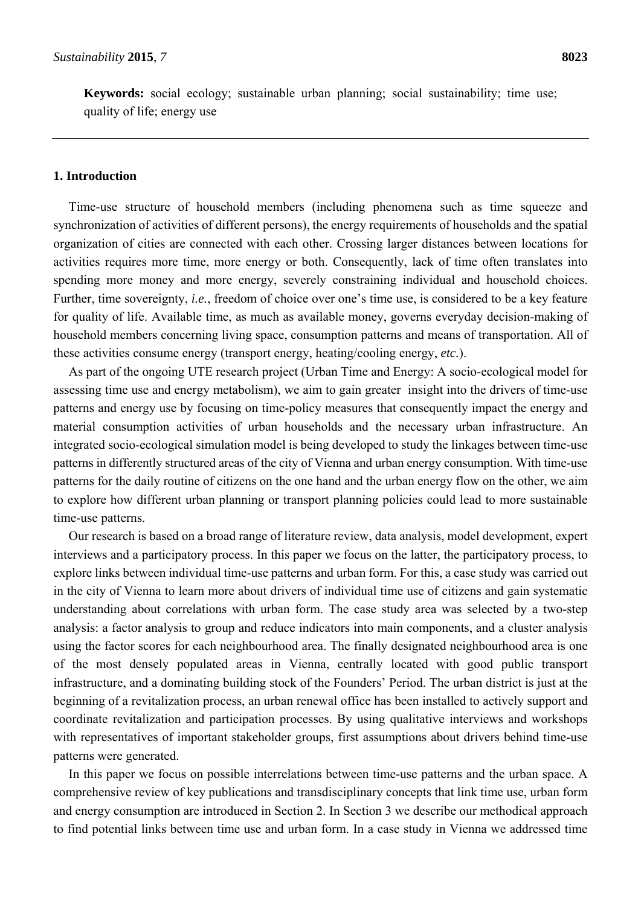**Keywords:** social ecology; sustainable urban planning; social sustainability; time use; quality of life; energy use

## 1. Introduction

Time-use structure of household members (including phenomena such as time squeeze and synchronization of activities of different persons), the energy requirements of households and the spatial organization of cities are connected with each other. Crossing larger distances between locations for activities requires more time, more energy or both. Consequently, lack of time often translates into spending more money and more energy, severely constraining individual and household choices. Further, time sovereignty, *i.e.*, freedom of choice over one's time use, is considered to be a key feature for quality of life. Available time, as much as available money, governs everyday decision-making of household members concerning living space, consumption patterns and means of transportation. All of these activities consume energy (transport energy, heating/cooling energy, *etc.*).

As part of the ongoing UTE research project (Urban Time and Energy: A socio-ecological model for assessing time use and energy metabolism), we aim to gain greater insight into the drivers of time-use patterns and energy use by focusing on time-policy measures that consequently impact the energy and material consumption activities of urban households and the necessary urban infrastructure. An integrated socio-ecological simulation model is being developed to study the linkages between time-use patterns in differently structured areas of the city of Vienna and urban energy consumption. With time-use patterns for the daily routine of citizens on the one hand and the urban energy flow on the other, we aim to explore how different urban planning or transport planning policies could lead to more sustainable time-use patterns.

Our research is based on a broad range of literature review, data analysis, model development, expert interviews and a participatory process. In this paper we focus on the latter, the participatory process, to explore links between individual time-use patterns and urban form. For this, a case study was carried out in the city of Vienna to learn more about drivers of individual time use of citizens and gain systematic understanding about correlations with urban form. The case study area was selected by a two-step analysis: a factor analysis to group and reduce indicators into main components, and a cluster analysis using the factor scores for each neighbourhood area. The finally designated neighbourhood area is one of the most densely populated areas in Vienna, centrally located with good public transport infrastructure, and a dominating building stock of the Founders' Period. The urban district is just at the beginning of a revitalization process, an urban renewal office has been installed to actively support and coordinate revitalization and participation processes. By using qualitative interviews and workshops with representatives of important stakeholder groups, first assumptions about drivers behind time-use patterns were generated.

In this paper we focus on possible interrelations between time-use patterns and the urban space. A comprehensive review of key publications and transdisciplinary concepts that link time use, urban form and energy consumption are introduced in Section 2. In Section 3 we describe our methodical approach to find potential links between time use and urban form. In a case study in Vienna we addressed time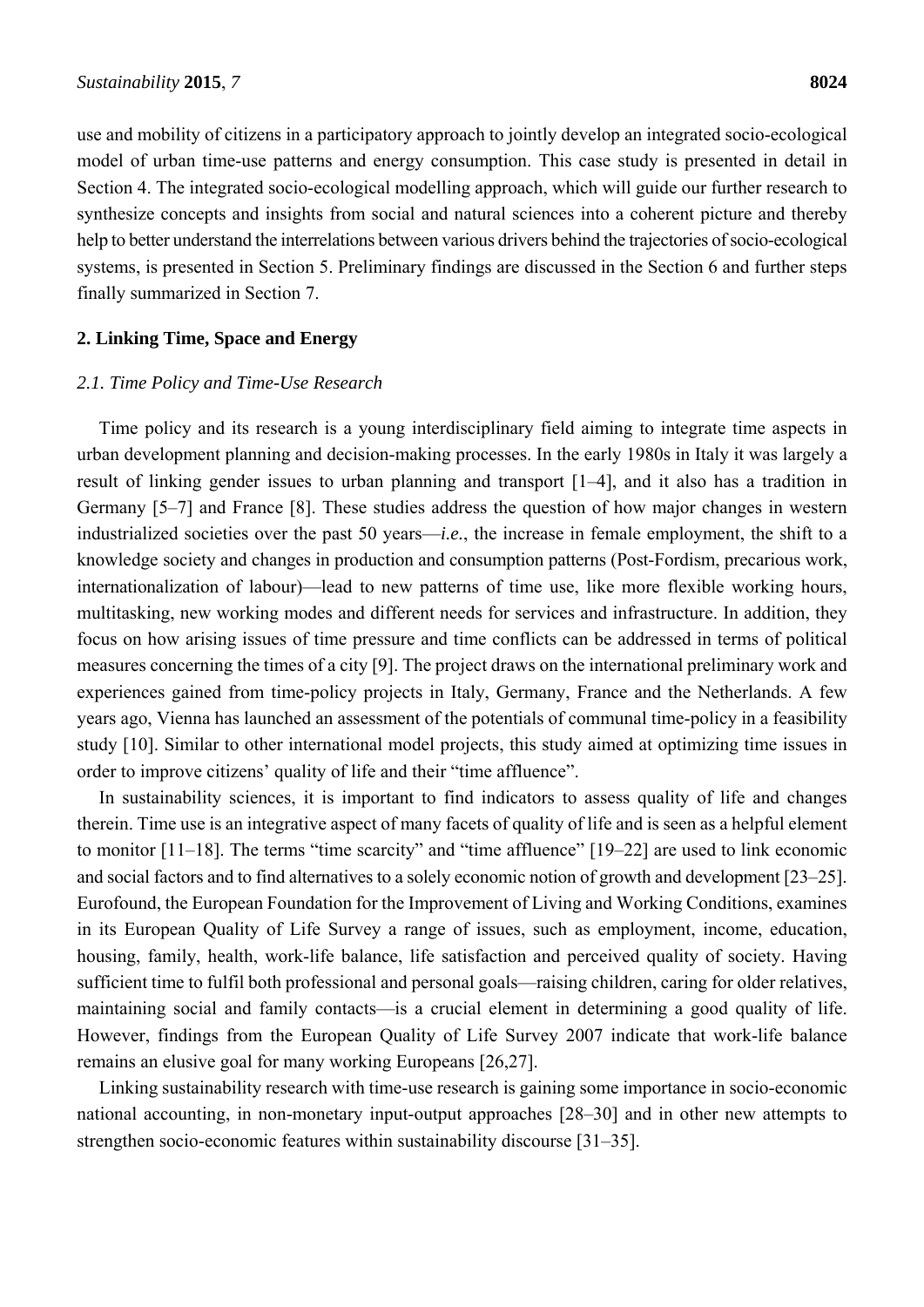use and mobility of citizens in a participatory approach to jointly develop an integrated socio-ecological model of urban time-use patterns and energy consumption. This case study is presented in detail in Section 4. The integrated socio-ecological modelling approach, which will guide our further research to synthesize concepts and insights from social and natural sciences into a coherent picture and thereby help to better understand the interrelations between various drivers behind the trajectories of socio-ecological systems, is presented in Section 5. Preliminary findings are discussed in the Section 6 and further steps finally summarized in Section 7.

## 2. Linking Time, Space and Energy

### *2.1. Time Policy and Time-Use Research*

Time policy and its research is a young interdisciplinary field aiming to integrate time aspects in urban development planning and decision-making processes. In the early 1980s in Italy it was largely a result of linking gender issues to urban planning and transport [1–4], and it also has a tradition in Germany [5–7] and France [8]. These studies address the question of how major changes in western industrialized societies over the past 50 years—*i.e.*, the increase in female employment, the shift to a knowledge society and changes in production and consumption patterns (Post-Fordism, precarious work, internationalization of labour)—lead to new patterns of time use, like more flexible working hours, multitasking, new working modes and different needs for services and infrastructure. In addition, they focus on how arising issues of time pressure and time conflicts can be addressed in terms of political measures concerning the times of a city [9]. The project draws on the international preliminary work and experiences gained from time-policy projects in Italy, Germany, France and the Netherlands. A few years ago, Vienna has launched an assessment of the potentials of communal time-policy in a feasibility study [10]. Similar to other international model projects, this study aimed at optimizing time issues in order to improve citizens' quality of life and their "time affluence".

In sustainability sciences, it is important to find indicators to assess quality of life and changes therein. Time use is an integrative aspect of many facets of quality of life and is seen as a helpful element to monitor [11–18]. The terms "time scarcity" and "time affluence" [19–22] are used to link economic and social factors and to find alternatives to a solely economic notion of growth and development [23–25]. Eurofound, the European Foundation for the Improvement of Living and Working Conditions, examines in its European Quality of Life Survey a range of issues, such as employment, income, education, housing, family, health, work-life balance, life satisfaction and perceived quality of society. Having sufficient time to fulfil both professional and personal goals—raising children, caring for older relatives, maintaining social and family contacts—is a crucial element in determining a good quality of life. However, findings from the European Quality of Life Survey 2007 indicate that work-life balance remains an elusive goal for many working Europeans [26,27].

Linking sustainability research with time-use research is gaining some importance in socio-economic national accounting, in non-monetary input-output approaches [28–30] and in other new attempts to strengthen socio-economic features within sustainability discourse [31–35].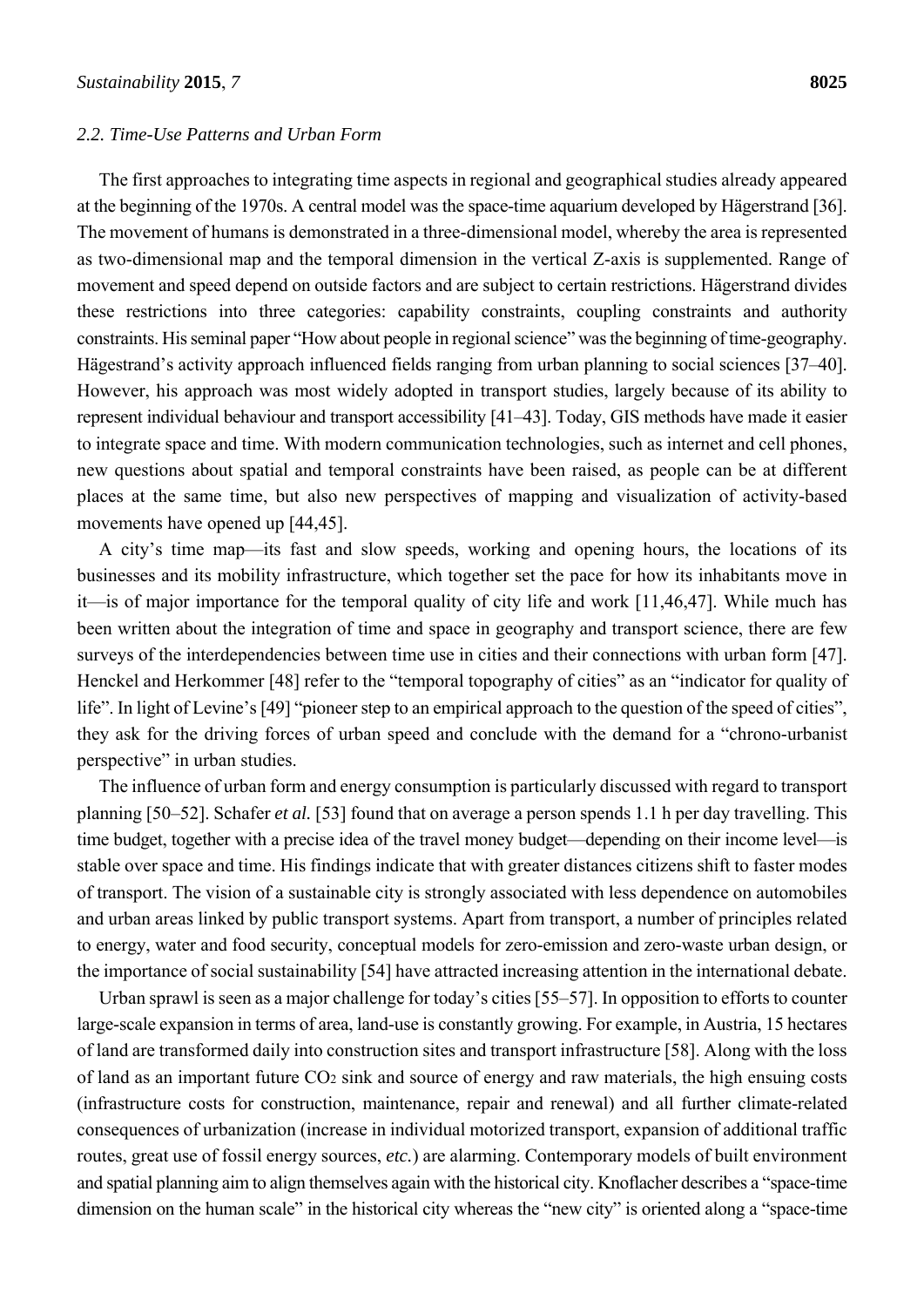### *2.2. Time-Use Patterns and Urban Form*

The first approaches to integrating time aspects in regional and geographical studies already appeared at the beginning of the 1970s. A central model was the space-time aquarium developed by Hägerstrand [36]. The movement of humans is demonstrated in a three-dimensional model, whereby the area is represented as two-dimensional map and the temporal dimension in the vertical Z-axis is supplemented. Range of movement and speed depend on outside factors and are subject to certain restrictions. Hägerstrand divides these restrictions into three categories: capability constraints, coupling constraints and authority constraints. His seminal paper "How about people in regional science" was the beginning of time-geography. Hägestrand's activity approach influenced fields ranging from urban planning to social sciences [37–40]. However, his approach was most widely adopted in transport studies, largely because of its ability to represent individual behaviour and transport accessibility [41–43]. Today, GIS methods have made it easier to integrate space and time. With modern communication technologies, such as internet and cell phones, new questions about spatial and temporal constraints have been raised, as people can be at different places at the same time, but also new perspectives of mapping and visualization of activity-based movements have opened up [44,45].

A city's time map—its fast and slow speeds, working and opening hours, the locations of its businesses and its mobility infrastructure, which together set the pace for how its inhabitants move in it—is of major importance for the temporal quality of city life and work [11,46,47]. While much has been written about the integration of time and space in geography and transport science, there are few surveys of the interdependencies between time use in cities and their connections with urban form [47]. Henckel and Herkommer [48] refer to the "temporal topography of cities" as an "indicator for quality of life". In light of Levine's [49] "pioneer step to an empirical approach to the question of the speed of cities", they ask for the driving forces of urban speed and conclude with the demand for a "chrono-urbanist perspective" in urban studies.

The influence of urban form and energy consumption is particularly discussed with regard to transport planning [50–52]. Schafer *et al.* [53] found that on average a person spends 1.1 h per day travelling. This time budget, together with a precise idea of the travel money budget—depending on their income level—is stable over space and time. His findings indicate that with greater distances citizens shift to faster modes of transport. The vision of a sustainable city is strongly associated with less dependence on automobiles and urban areas linked by public transport systems. Apart from transport, a number of principles related to energy, water and food security, conceptual models for zero-emission and zero-waste urban design, or the importance of social sustainability [54] have attracted increasing attention in the international debate.

Urban sprawl is seen as a major challenge for today's cities [55–57]. In opposition to efforts to counter large-scale expansion in terms of area, land-use is constantly growing. For example, in Austria, 15 hectares of land are transformed daily into construction sites and transport infrastructure [58]. Along with the loss of land as an important future $CO_2$ sink and source of energy and raw materials, the high ensuing costs (infrastructure costs for construction, maintenance, repair and renewal) and all further climate-related consequences of urbanization (increase in individual motorized transport, expansion of additional traffic routes, great use of fossil energy sources, *etc.*) are alarming. Contemporary models of built environment and spatial planning aim to align themselves again with the historical city. Knoflacher describes a "space-time dimension on the human scale" in the historical city whereas the "new city" is oriented along a "space-time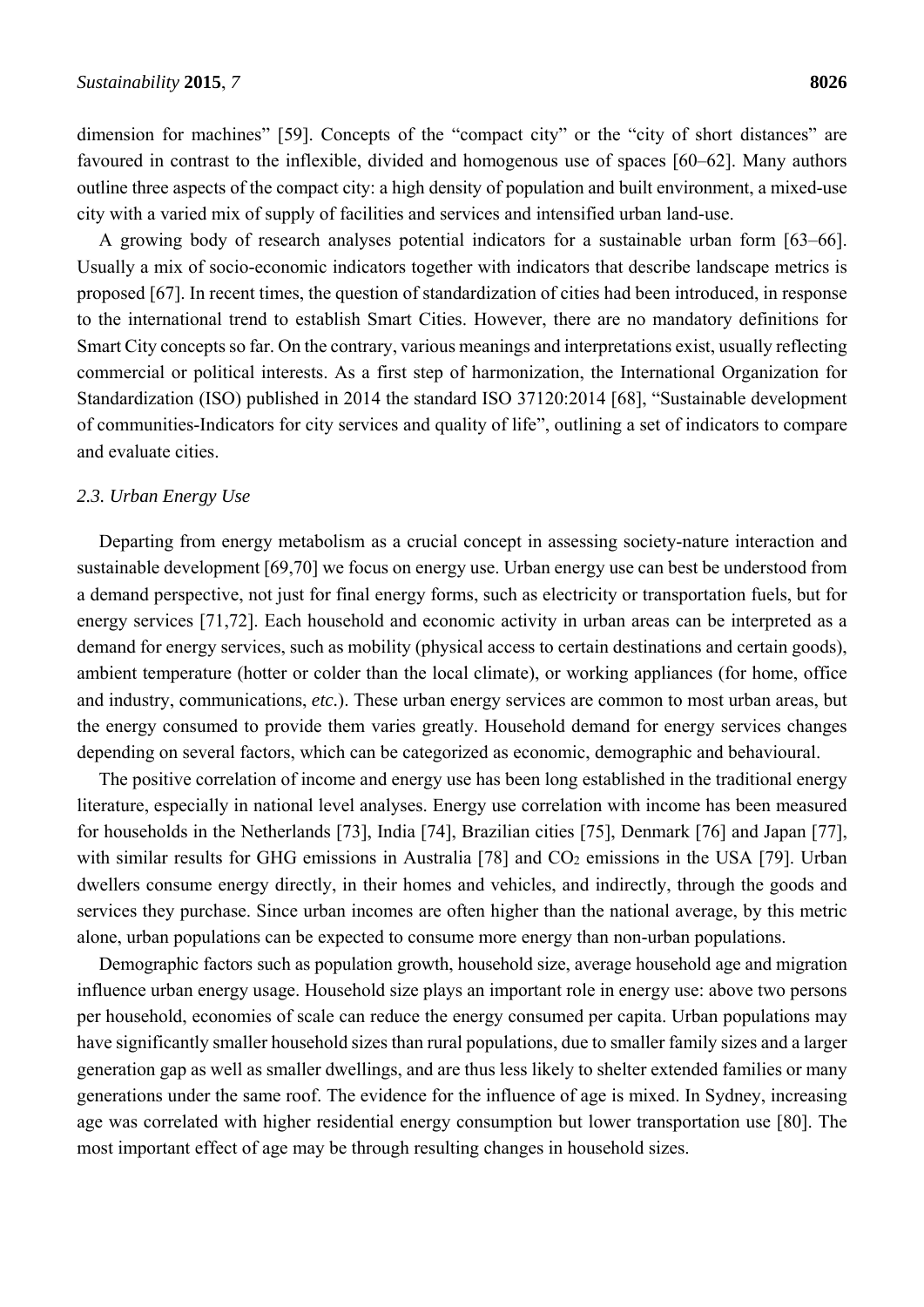dimension for machines" [59]. Concepts of the "compact city" or the "city of short distances" are favoured in contrast to the inflexible, divided and homogenous use of spaces [60–62]. Many authors outline three aspects of the compact city: a high density of population and built environment, a mixed-use city with a varied mix of supply of facilities and services and intensified urban land-use.

A growing body of research analyses potential indicators for a sustainable urban form [63–66]. Usually a mix of socio-economic indicators together with indicators that describe landscape metrics is proposed [67]. In recent times, the question of standardization of cities had been introduced, in response to the international trend to establish Smart Cities. However, there are no mandatory definitions for Smart City concepts so far. On the contrary, various meanings and interpretations exist, usually reflecting commercial or political interests. As a first step of harmonization, the International Organization for Standardization (ISO) published in 2014 the standard ISO 37120:2014 [68], "Sustainable development of communities-Indicators for city services and quality of life", outlining a set of indicators to compare and evaluate cities.

### *2.3. Urban Energy Use*

Departing from energy metabolism as a crucial concept in assessing society-nature interaction and sustainable development [69,70] we focus on energy use. Urban energy use can best be understood from a demand perspective, not just for final energy forms, such as electricity or transportation fuels, but for energy services [71,72]. Each household and economic activity in urban areas can be interpreted as a demand for energy services, such as mobility (physical access to certain destinations and certain goods), ambient temperature (hotter or colder than the local climate), or working appliances (for home, office and industry, communications, *etc.*). These urban energy services are common to most urban areas, but the energy consumed to provide them varies greatly. Household demand for energy services changes depending on several factors, which can be categorized as economic, demographic and behavioural.

The positive correlation of income and energy use has been long established in the traditional energy literature, especially in national level analyses. Energy use correlation with income has been measured for households in the Netherlands [73], India [74], Brazilian cities [75], Denmark [76] and Japan [77], with similar results for GHG emissions in Australia [78] and $CO_2$ emissions in the USA [79]. Urban dwellers consume energy directly, in their homes and vehicles, and indirectly, through the goods and services they purchase. Since urban incomes are often higher than the national average, by this metric alone, urban populations can be expected to consume more energy than non-urban populations.

Demographic factors such as population growth, household size, average household age and migration influence urban energy usage. Household size plays an important role in energy use: above two persons per household, economies of scale can reduce the energy consumed per capita. Urban populations may have significantly smaller household sizes than rural populations, due to smaller family sizes and a larger generation gap as well as smaller dwellings, and are thus less likely to shelter extended families or many generations under the same roof. The evidence for the influence of age is mixed. In Sydney, increasing age was correlated with higher residential energy consumption but lower transportation use [80]. The most important effect of age may be through resulting changes in household sizes.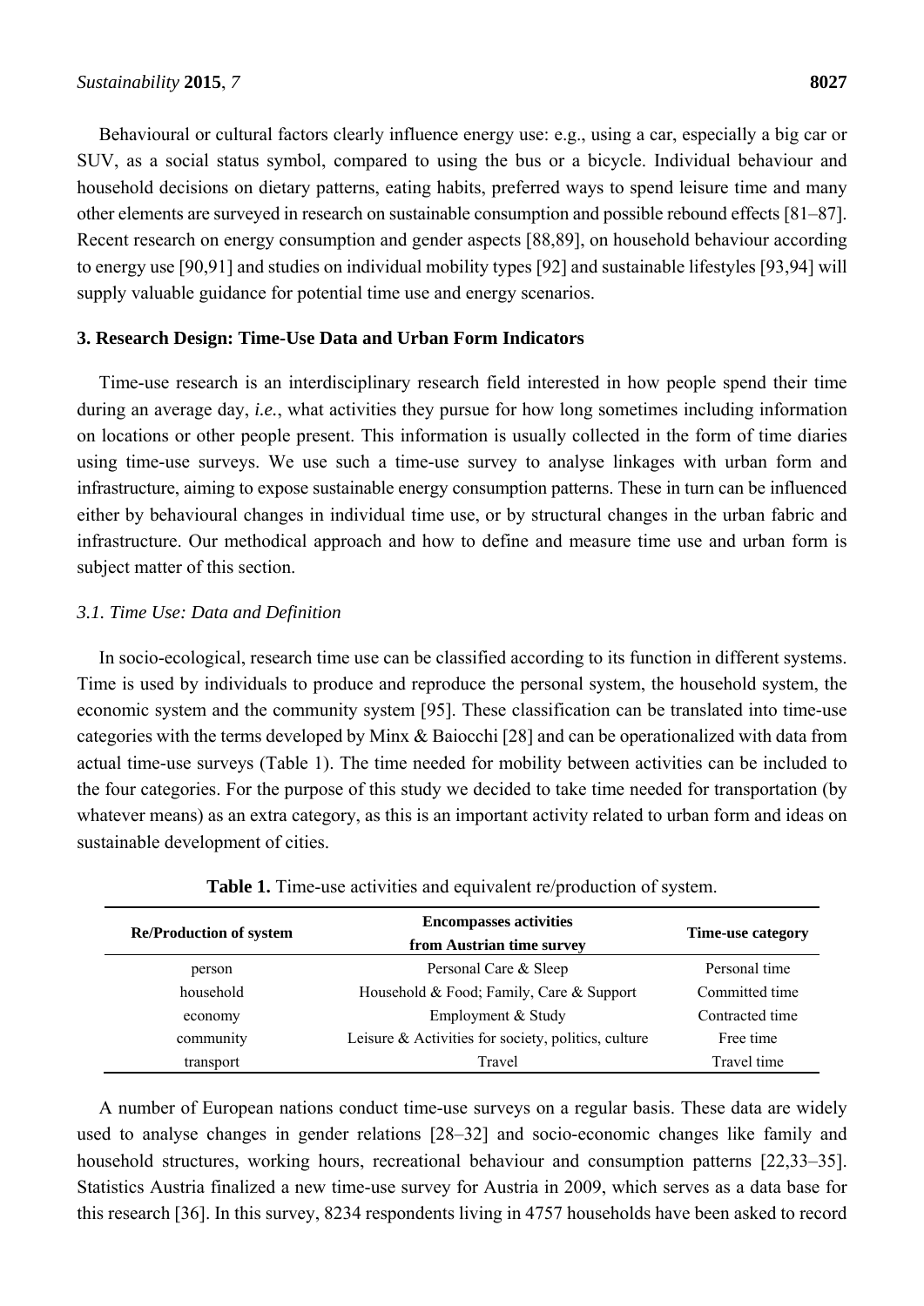Behavioural or cultural factors clearly influence energy use: e.g., using a car, especially a big car or SUV, as a social status symbol, compared to using the bus or a bicycle. Individual behaviour and household decisions on dietary patterns, eating habits, preferred ways to spend leisure time and many other elements are surveyed in research on sustainable consumption and possible rebound effects [81–87]. Recent research on energy consumption and gender aspects [88,89], on household behaviour according to energy use [90,91] and studies on individual mobility types [92] and sustainable lifestyles [93,94] will supply valuable guidance for potential time use and energy scenarios.

## 3. Research Design: Time-Use Data and Urban Form Indicators

Time-use research is an interdisciplinary research field interested in how people spend their time during an average day, *i.e.*, what activities they pursue for how long sometimes including information on locations or other people present. This information is usually collected in the form of time diaries using time-use surveys. We use such a time-use survey to analyse linkages with urban form and infrastructure, aiming to expose sustainable energy consumption patterns. These in turn can be influenced either by behavioural changes in individual time use, or by structural changes in the urban fabric and infrastructure. Our methodical approach and how to define and measure time use and urban form is subject matter of this section.

### 3.1. Time Use: Data and Definition

In socio-ecological, research time use can be classified according to its function in different systems. Time is used by individuals to produce and reproduce the personal system, the household system, the economic system and the community system [95]. These classification can be translated into time-use categories with the terms developed by Minx & Baiocchi [28] and can be operationalized with data from actual time-use surveys (Table 1). The time needed for mobility between activities can be included to the four categories. For the purpose of this study we decided to take time needed for transportation (by whatever means) as an extra category, as this is an important activity related to urban form and ideas on sustainable development of cities.

**Table 1.** Time-use activities and equivalent re/production of system.

| Re/Production of system | Encompasses activities from Austrian time survey | Time-use category |
| --- | --- | --- |
| person | Personal Care & Sleep | Personal time |
| household | Household & Food; Family, Care & Support | Committed time |
| economy | Employment & Study | Contracted time |
| community | Leisure & Activities for society, politics, culture | Free time |
| transport | Travel | Travel time |

A number of European nations conduct time-use surveys on a regular basis. These data are widely used to analyse changes in gender relations [28–32] and socio-economic changes like family and household structures, working hours, recreational behaviour and consumption patterns [22,33–35]. Statistics Austria finalized a new time-use survey for Austria in 2009, which serves as a data base for this research [36]. In this survey, 8234 respondents living in 4757 households have been asked to record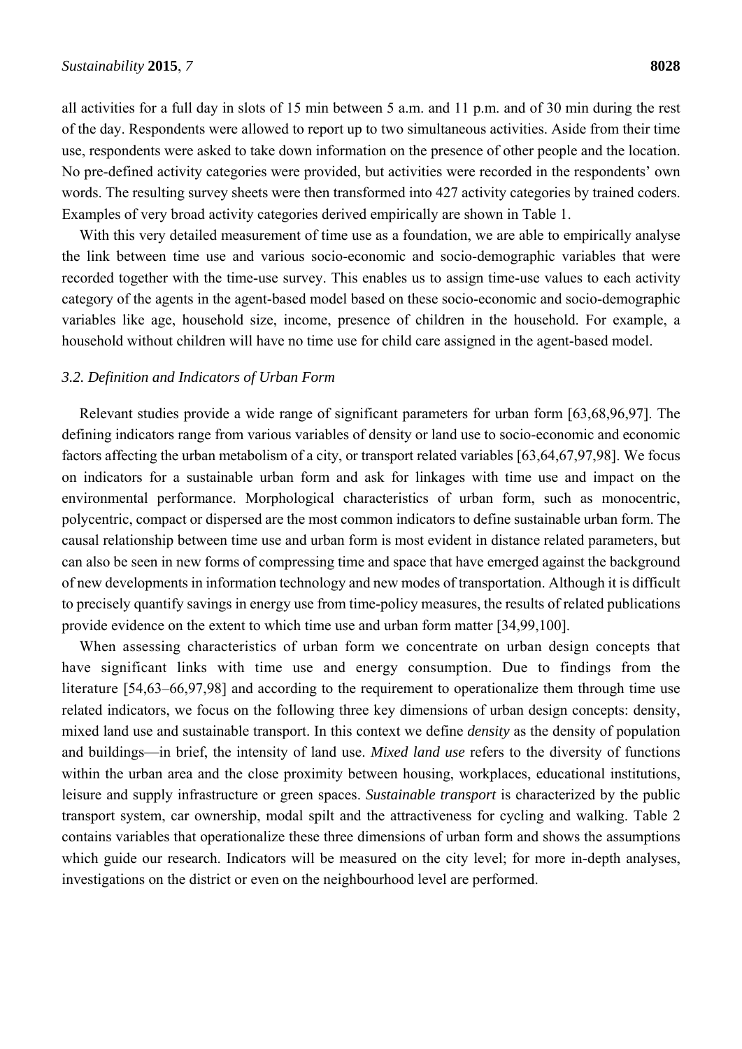all activities for a full day in slots of 15 min between 5 a.m. and 11 p.m. and of 30 min during the rest of the day. Respondents were allowed to report up to two simultaneous activities. Aside from their time use, respondents were asked to take down information on the presence of other people and the location. No pre-defined activity categories were provided, but activities were recorded in the respondents' own words. The resulting survey sheets were then transformed into 427 activity categories by trained coders. Examples of very broad activity categories derived empirically are shown in Table 1.

With this very detailed measurement of time use as a foundation, we are able to empirically analyse the link between time use and various socio-economic and socio-demographic variables that were recorded together with the time-use survey. This enables us to assign time-use values to each activity category of the agents in the agent-based model based on these socio-economic and socio-demographic variables like age, household size, income, presence of children in the household. For example, a household without children will have no time use for child care assigned in the agent-based model.

### 3.2. Definition and Indicators of Urban Form

Relevant studies provide a wide range of significant parameters for urban form [63,68,96,97]. The defining indicators range from various variables of density or land use to socio-economic and economic factors affecting the urban metabolism of a city, or transport related variables [63,64,67,97,98]. We focus on indicators for a sustainable urban form and ask for linkages with time use and impact on the environmental performance. Morphological characteristics of urban form, such as monocentric, polycentric, compact or dispersed are the most common indicators to define sustainable urban form. The causal relationship between time use and urban form is most evident in distance related parameters, but can also be seen in new forms of compressing time and space that have emerged against the background of new developments in information technology and new modes of transportation. Although it is difficult to precisely quantify savings in energy use from time-policy measures, the results of related publications provide evidence on the extent to which time use and urban form matter [34,99,100].

When assessing characteristics of urban form we concentrate on urban design concepts that have significant links with time use and energy consumption. Due to findings from the literature [54,63–66,97,98] and according to the requirement to operationalize them through time use related indicators, we focus on the following three key dimensions of urban design concepts: density, mixed land use and sustainable transport. In this context we define *density* as the density of population and buildings—in brief, the intensity of land use. *Mixed land use* refers to the diversity of functions within the urban area and the close proximity between housing, workplaces, educational institutions, leisure and supply infrastructure or green spaces. *Sustainable transport* is characterized by the public transport system, car ownership, modal spilt and the attractiveness for cycling and walking. Table 2 contains variables that operationalize these three dimensions of urban form and shows the assumptions which guide our research. Indicators will be measured on the city level; for more in-depth analyses, investigations on the district or even on the neighbourhood level are performed.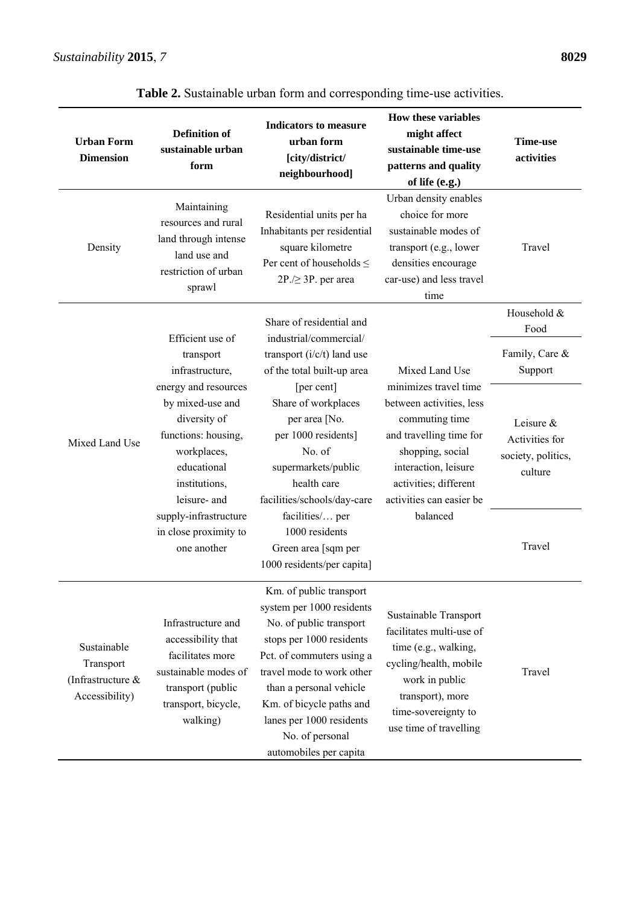**Table 2.** Sustainable urban form and corresponding time-use activities.

| Urban Form Dimension | Definition of sustainable urban form | Indicators to measure urban form [city/district/ neighbourhood] | How these variables might affect sustainable time-use patterns and quality of life (e.g.) | Time-use activities |
|---|---|---|---|---|
| Density | Maintaining resources and rural land through intense land use and restriction of urban sprawl | Residential units per ha<br>Inhabitants per residential square kilometre<br>Per cent of households ≤ 2P./≥ 3P. per area | Urban density enables choice for more sustainable modes of transport (e.g., lower densities encourage car-use) and less travel time | Travel |
| Mixed Land Use | Efficient use of transport infrastructure, energy and resources by mixed-use and diversity of functions: housing, workplaces, educational institutions, leisure- and supply-infrastructure in close proximity to one another | Share of residential and industrial/commercial/ transport (i/c/t) land use of the total built-up area [per cent]<br>Share of workplaces per area [No. per 1000 residents]<br>No. of supermarkets/public health care facilities/schools/day-care facilities/… per 1000 residents<br>Green area [sqm per 1000 residents/per capita] | Mixed Land Use minimizes travel time between activities, less commuting time and travelling time for shopping, social interaction, leisure activities; different activities can easier be balanced | Household & Food<br>Family, Care & Support<br>Leisure & Activities for society, politics, culture<br>Travel |
| Sustainable Transport (Infrastructure & Accessibility) | Infrastructure and accessibility that facilitates more sustainable modes of transport (public transport, bicycle, walking) | Km. of public transport system per 1000 residents<br>No. of public transport stops per 1000 residents<br>Pct. of commuters using a travel mode to work other than a personal vehicle<br>Km. of bicycle paths and lanes per 1000 residents<br>No. of personal automobiles per capita | Sustainable Transport facilitates multi-use of time (e.g., walking, cycling/health, mobile work in public transport), more time-sovereignty to use time of travelling | Travel |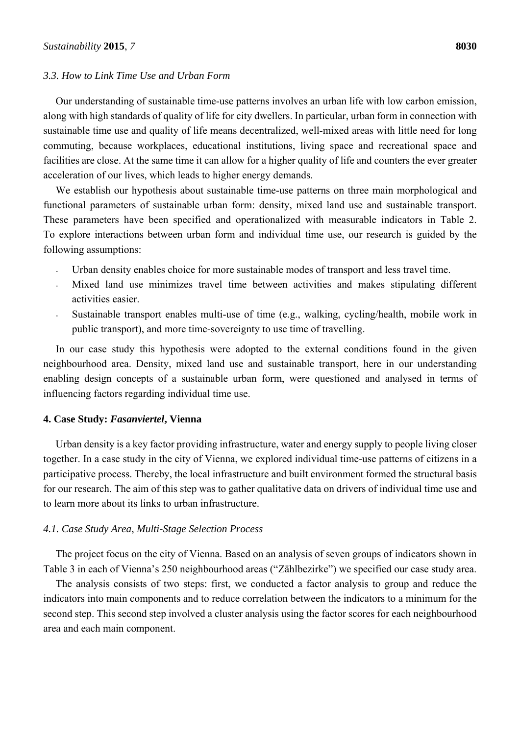### 3.3. How to Link Time Use and Urban Form

Our understanding of sustainable time-use patterns involves an urban life with low carbon emission, along with high standards of quality of life for city dwellers. In particular, urban form in connection with sustainable time use and quality of life means decentralized, well-mixed areas with little need for long commuting, because workplaces, educational institutions, living space and recreational space and facilities are close. At the same time it can allow for a higher quality of life and counters the ever greater acceleration of our lives, which leads to higher energy demands.

We establish our hypothesis about sustainable time-use patterns on three main morphological and functional parameters of sustainable urban form: density, mixed land use and sustainable transport. These parameters have been specified and operationalized with measurable indicators in Table 2. To explore interactions between urban form and individual time use, our research is guided by the following assumptions:

- Urban density enables choice for more sustainable modes of transport and less travel time.
- Mixed land use minimizes travel time between activities and makes stipulating different activities easier.
- Sustainable transport enables multi-use of time (e.g., walking, cycling/health, mobile work in public transport), and more time-sovereignty to use time of travelling.

In our case study this hypothesis were adopted to the external conditions found in the given neighbourhood area. Density, mixed land use and sustainable transport, here in our understanding enabling design concepts of a sustainable urban form, were questioned and analysed in terms of influencing factors regarding individual time use.

## 4. Case Study: *Fasanviertel*, Vienna

Urban density is a key factor providing infrastructure, water and energy supply to people living closer together. In a case study in the city of Vienna, we explored individual time-use patterns of citizens in a participative process. Thereby, the local infrastructure and built environment formed the structural basis for our research. The aim of this step was to gather qualitative data on drivers of individual time use and to learn more about its links to urban infrastructure.

### 4.1. Case Study Area, Multi-Stage Selection Process

The project focus on the city of Vienna. Based on an analysis of seven groups of indicators shown in Table 3 in each of Vienna's 250 neighbourhood areas ("Zählbezirke") we specified our case study area.

The analysis consists of two steps: first, we conducted a factor analysis to group and reduce the indicators into main components and to reduce correlation between the indicators to a minimum for the second step. This second step involved a cluster analysis using the factor scores for each neighbourhood area and each main component.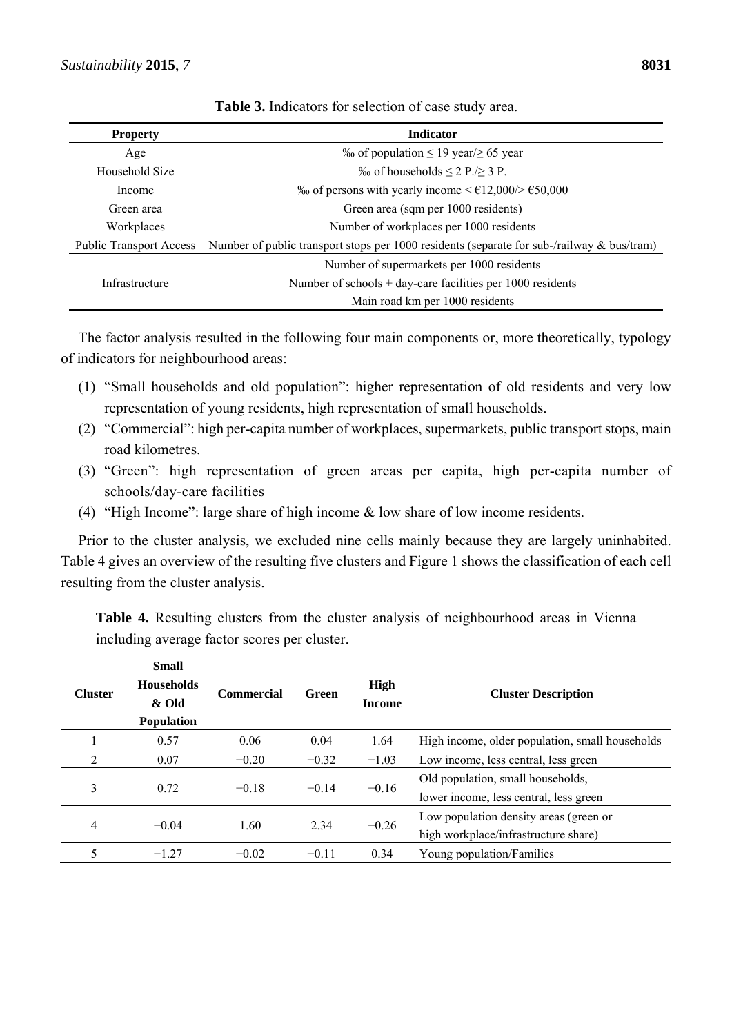**Table 3.** Indicators for selection of case study area.

| Property | Indicator |
| --- | --- |
| Age | ‰ of population ≤ 19 year/≥ 65 year |
| Household Size | ‰ of households ≤ 2 P./≥ 3 P. |
| Income | ‰ of persons with yearly income < €12,000/> €50,000 |
| Green area | Green area (sqm per 1000 residents) |
| Workplaces | Number of workplaces per 1000 residents |
| Public Transport Access | Number of public transport stops per 1000 residents (separate for sub-/railway & bus/tram) |
| Infrastructure | Number of supermarkets per 1000 residents |
| | Number of schools + day-care facilities per 1000 residents |
| | Main road km per 1000 residents |

The factor analysis resulted in the following four main components or, more theoretically, typology of indicators for neighbourhood areas:

(1) "Small households and old population": higher representation of old residents and very low representation of young residents, high representation of small households.
(2) "Commercial": high per-capita number of workplaces, supermarkets, public transport stops, main road kilometres.
(3) "Green": high representation of green areas per capita, high per-capita number of schools/day-care facilities
(4) "High Income": large share of high income & low share of low income residents.

Prior to the cluster analysis, we excluded nine cells mainly because they are largely uninhabited. Table 4 gives an overview of the resulting five clusters and Figure 1 shows the classification of each cell resulting from the cluster analysis.

**Table 4.** Resulting clusters from the cluster analysis of neighbourhood areas in Vienna including average factor scores per cluster.

| Cluster | Small Households & Old Population | Commercial | Green | High Income | Cluster Description |
| --- | --- | --- | --- | --- | --- |
| 1 | 0.57 | 0.06 | 0.04 | 1.64 | High income, older population, small households |
| 2 | 0.07 | −0.20 | −0.32 | −1.03 | Low income, less central, less green |
| 3 | 0.72 | −0.18 | −0.14 | −0.16 | Old population, small households, lower income, less central, less green |
| 4 | −0.04 | 1.60 | 2.34 | −0.26 | Low population density areas (green or high workplace/infrastructure share) |
| 5 | −1.27 | −0.02 | −0.11 | 0.34 | Young population/Families |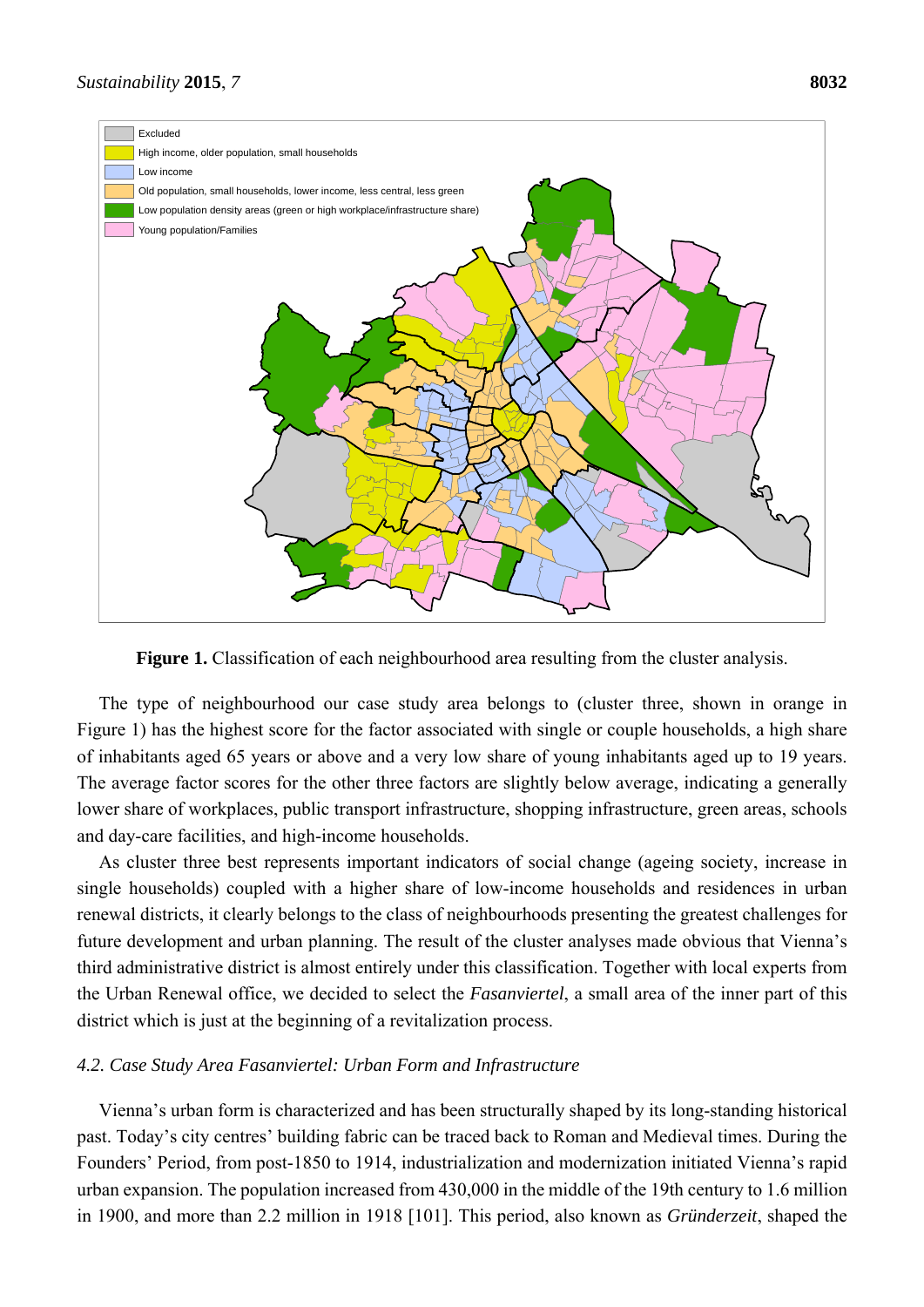**Figure 1.** Classification of each neighbourhood area resulting from the cluster analysis.

The type of neighbourhood our case study area belongs to (cluster three, shown in orange in Figure 1) has the highest score for the factor associated with single or couple households, a high share of inhabitants aged 65 years or above and a very low share of young inhabitants aged up to 19 years. The average factor scores for the other three factors are slightly below average, indicating a generally lower share of workplaces, public transport infrastructure, shopping infrastructure, green areas, schools and day-care facilities, and high-income households.

As cluster three best represents important indicators of social change (ageing society, increase in single households) coupled with a higher share of low-income households and residences in urban renewal districts, it clearly belongs to the class of neighbourhoods presenting the greatest challenges for future development and urban planning. The result of the cluster analyses made obvious that Vienna's third administrative district is almost entirely under this classification. Together with local experts from the Urban Renewal office, we decided to select the *Fasanviertel*, a small area of the inner part of this district which is just at the beginning of a revitalization process.

### *4.2. Case Study Area Fasanviertel: Urban Form and Infrastructure*

Vienna's urban form is characterized and has been structurally shaped by its long-standing historical past. Today's city centres' building fabric can be traced back to Roman and Medieval times. During the Founders' Period, from post-1850 to 1914, industrialization and modernization initiated Vienna's rapid urban expansion. The population increased from 430,000 in the middle of the 19th century to 1.6 million in 1900, and more than 2.2 million in 1918 [101]. This period, also known as *Gründerzeit*, shaped the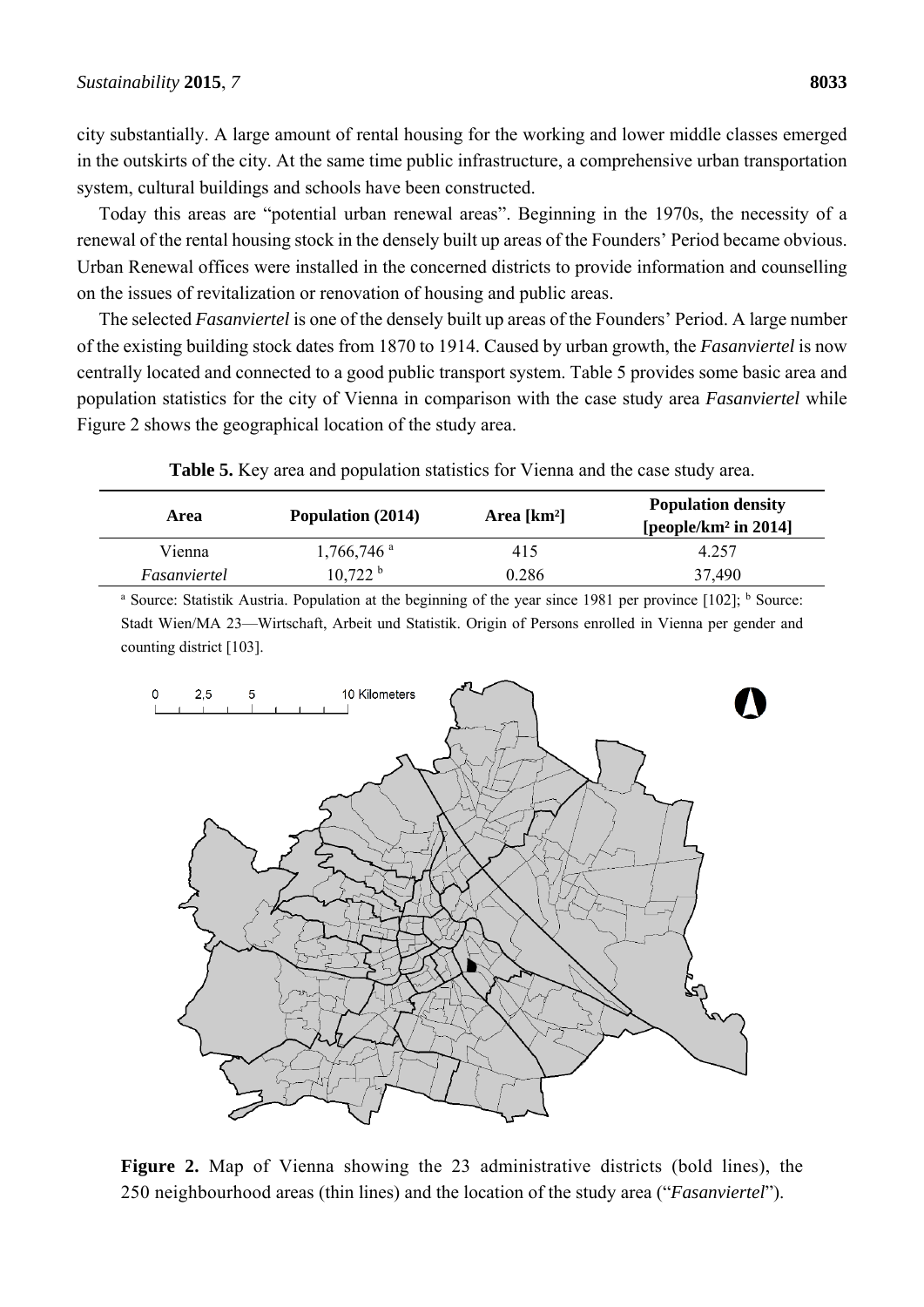city substantially. A large amount of rental housing for the working and lower middle classes emerged in the outskirts of the city. At the same time public infrastructure, a comprehensive urban transportation system, cultural buildings and schools have been constructed.

Today this areas are "potential urban renewal areas". Beginning in the 1970s, the necessity of a renewal of the rental housing stock in the densely built up areas of the Founders' Period became obvious. Urban Renewal offices were installed in the concerned districts to provide information and counselling on the issues of revitalization or renovation of housing and public areas.

The selected *Fasanviertel* is one of the densely built up areas of the Founders' Period. A large number of the existing building stock dates from 1870 to 1914. Caused by urban growth, the *Fasanviertel* is now centrally located and connected to a good public transport system. Table 5 provides some basic area and population statistics for the city of Vienna in comparison with the case study area *Fasanviertel* while Figure 2 shows the geographical location of the study area.

**Table 5.** Key area and population statistics for Vienna and the case study area.

| Area | Population (2014) | Area [km²] | Population density [people/km² in 2014] |
|---|---|---|---|
| Vienna | 1,766,746 [a] | 415 | 4.257 |
| *Fasanviertel* | 10,722 [b] | 0.286 | 37,490 |

[a] Source: Statistik Austria. Population at the beginning of the year since 1981 per province [102]; [b] Source: Stadt Wien/MA 23—Wirtschaft, Arbeit und Statistik. Origin of Persons enrolled in Vienna per gender and counting district [103].

**Figure 2.** Map of Vienna showing the 23 administrative districts (bold lines), the 250 neighbourhood areas (thin lines) and the location of the study area ("*Fasanviertel*").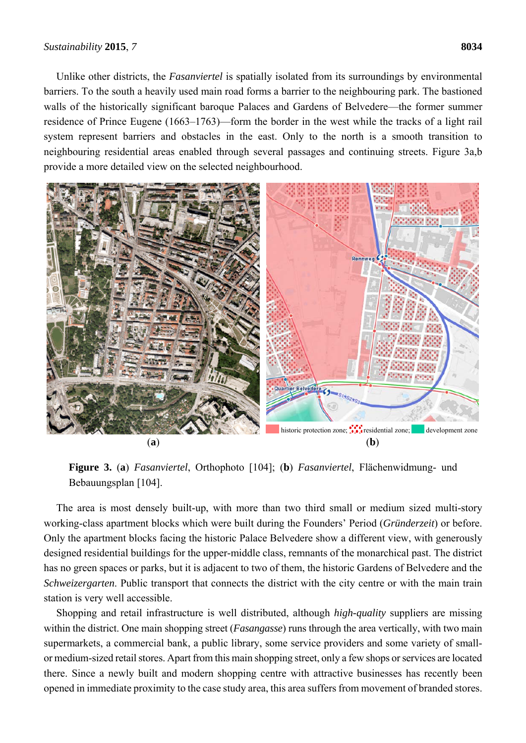Unlike other districts, the *Fasanviertel* is spatially isolated from its surroundings by environmental barriers. To the south a heavily used main road forms a barrier to the neighbouring park. The bastioned walls of the historically significant baroque Palaces and Gardens of Belvedere—the former summer residence of Prince Eugene (1663–1763)—form the border in the west while the tracks of a light rail system represent barriers and obstacles in the east. Only to the north is a smooth transition to neighbouring residential areas enabled through several passages and continuing streets. Figure 3a,b provide a more detailed view on the selected neighbourhood.

historic protection zone; residential zone; development zone

(**a**) (**b**)

**Figure 3.** (**a**) *Fasanviertel*, Orthophoto [104]; (**b**) *Fasanviertel*, Flächenwidmung- und Bebauungsplan [104].

The area is most densely built-up, with more than two third small or medium sized multi-story working-class apartment blocks which were built during the Founders' Period (*Gründerzeit*) or before. Only the apartment blocks facing the historic Palace Belvedere show a different view, with generously designed residential buildings for the upper-middle class, remnants of the monarchical past. The district has no green spaces or parks, but it is adjacent to two of them, the historic Gardens of Belvedere and the *Schweizergarten*. Public transport that connects the district with the city centre or with the main train station is very well accessible.

Shopping and retail infrastructure is well distributed, although *high-quality* suppliers are missing within the district. One main shopping street (*Fasangasse*) runs through the area vertically, with two main supermarkets, a commercial bank, a public library, some service providers and some variety of small- or medium-sized retail stores. Apart from this main shopping street, only a few shops or services are located there. Since a newly built and modern shopping centre with attractive businesses has recently been opened in immediate proximity to the case study area, this area suffers from movement of branded stores.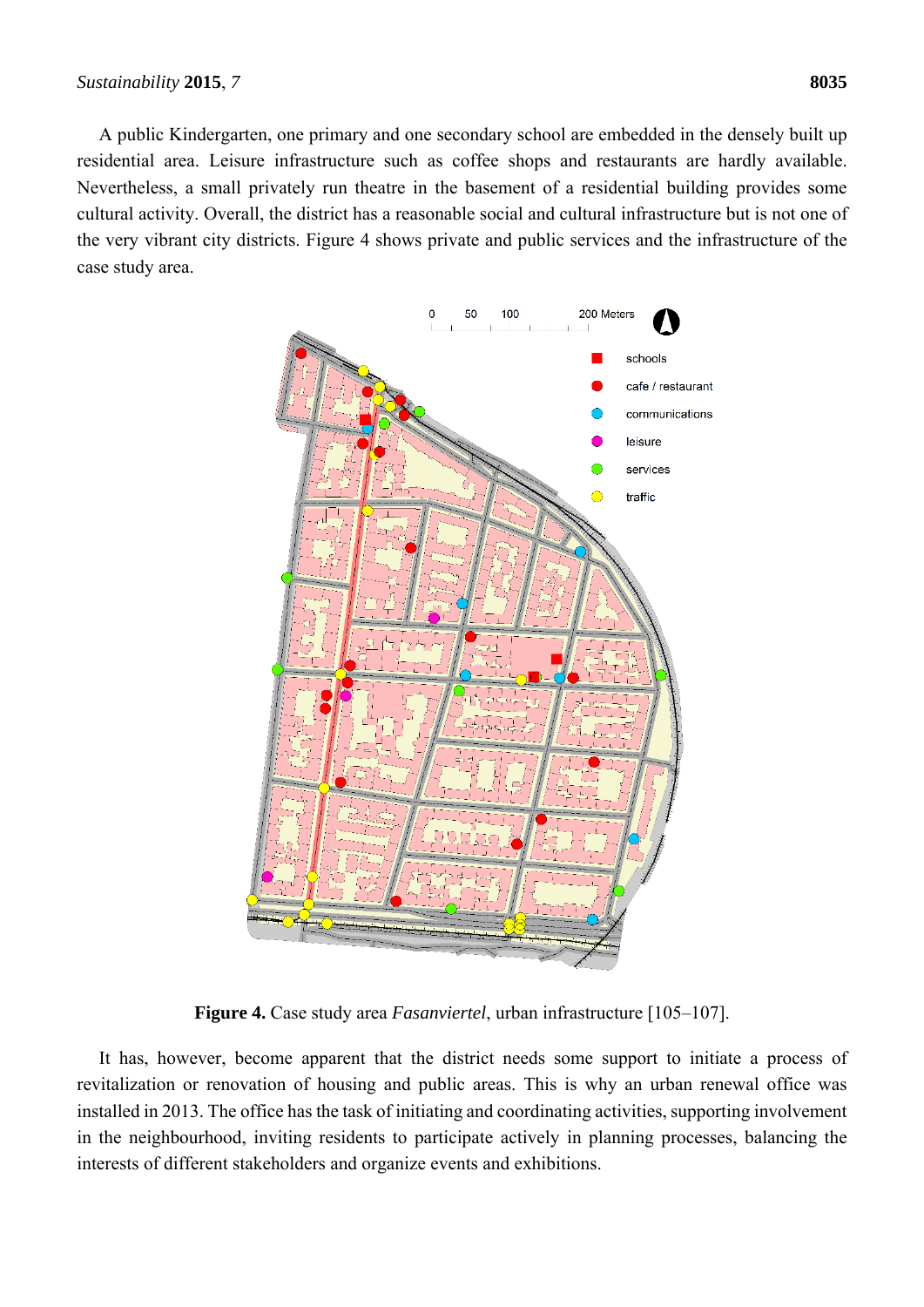A public Kindergarten, one primary and one secondary school are embedded in the densely built up residential area. Leisure infrastructure such as coffee shops and restaurants are hardly available. Nevertheless, a small privately run theatre in the basement of a residential building provides some cultural activity. Overall, the district has a reasonable social and cultural infrastructure but is not one of the very vibrant city districts. Figure 4 shows private and public services and the infrastructure of the case study area.

**Figure 4.** Case study area *Fasanviertel*, urban infrastructure [105–107].

It has, however, become apparent that the district needs some support to initiate a process of revitalization or renovation of housing and public areas. This is why an urban renewal office was installed in 2013. The office has the task of initiating and coordinating activities, supporting involvement in the neighbourhood, inviting residents to participate actively in planning processes, balancing the interests of different stakeholders and organize events and exhibitions.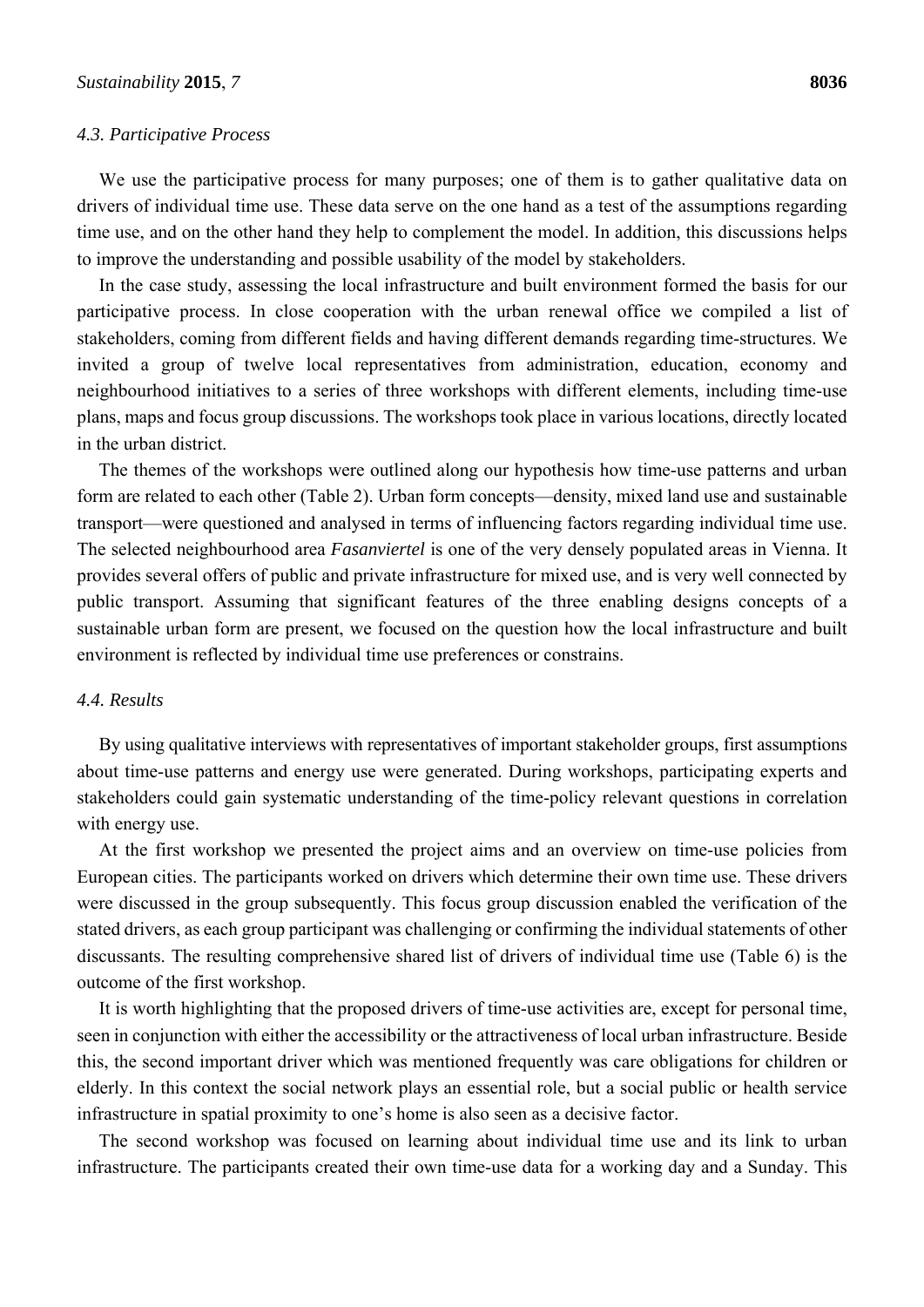### 4.3. Participative Process

We use the participative process for many purposes; one of them is to gather qualitative data on drivers of individual time use. These data serve on the one hand as a test of the assumptions regarding time use, and on the other hand they help to complement the model. In addition, this discussions helps to improve the understanding and possible usability of the model by stakeholders.

In the case study, assessing the local infrastructure and built environment formed the basis for our participative process. In close cooperation with the urban renewal office we compiled a list of stakeholders, coming from different fields and having different demands regarding time-structures. We invited a group of twelve local representatives from administration, education, economy and neighbourhood initiatives to a series of three workshops with different elements, including time-use plans, maps and focus group discussions. The workshops took place in various locations, directly located in the urban district.

The themes of the workshops were outlined along our hypothesis how time-use patterns and urban form are related to each other (Table 2). Urban form concepts—density, mixed land use and sustainable transport—were questioned and analysed in terms of influencing factors regarding individual time use. The selected neighbourhood area *Fasanviertel* is one of the very densely populated areas in Vienna. It provides several offers of public and private infrastructure for mixed use, and is very well connected by public transport. Assuming that significant features of the three enabling designs concepts of a sustainable urban form are present, we focused on the question how the local infrastructure and built environment is reflected by individual time use preferences or constrains.

### 4.4. Results

By using qualitative interviews with representatives of important stakeholder groups, first assumptions about time-use patterns and energy use were generated. During workshops, participating experts and stakeholders could gain systematic understanding of the time-policy relevant questions in correlation with energy use.

At the first workshop we presented the project aims and an overview on time-use policies from European cities. The participants worked on drivers which determine their own time use. These drivers were discussed in the group subsequently. This focus group discussion enabled the verification of the stated drivers, as each group participant was challenging or confirming the individual statements of other discussants. The resulting comprehensive shared list of drivers of individual time use (Table 6) is the outcome of the first workshop.

It is worth highlighting that the proposed drivers of time-use activities are, except for personal time, seen in conjunction with either the accessibility or the attractiveness of local urban infrastructure. Beside this, the second important driver which was mentioned frequently was care obligations for children or elderly. In this context the social network plays an essential role, but a social public or health service infrastructure in spatial proximity to one's home is also seen as a decisive factor.

The second workshop was focused on learning about individual time use and its link to urban infrastructure. The participants created their own time-use data for a working day and a Sunday. This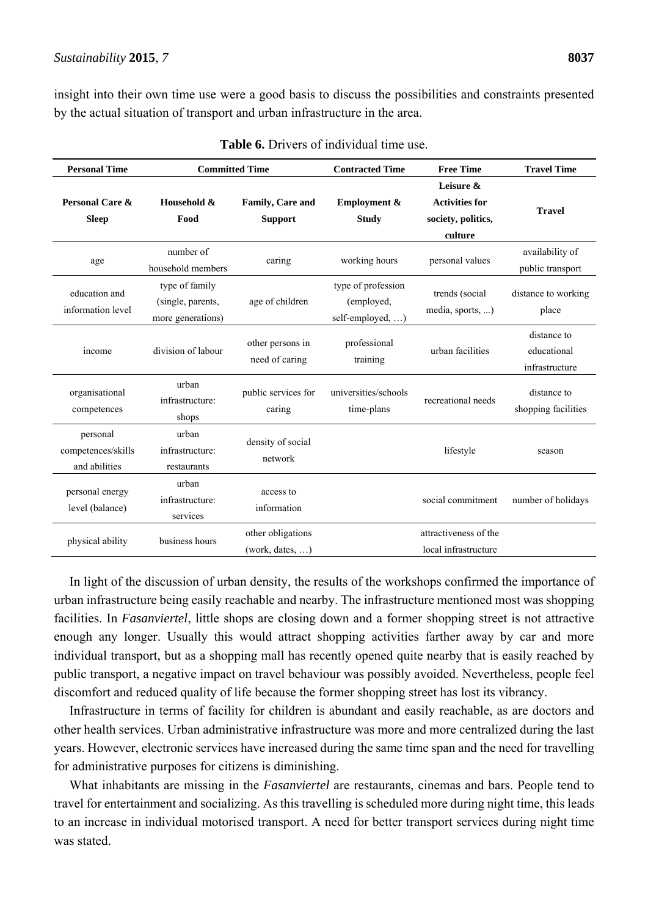insight into their own time use were a good basis to discuss the possibilities and constraints presented by the actual situation of transport and urban infrastructure in the area.

**Table 6.** Drivers of individual time use.

| **Personal Time** | **Committed Time** | | **Contracted Time** | **Free Time** | **Travel Time** |
|---|---|---|---|---|---|
| **Personal Care & Sleep** | **Household & Food** | **Family, Care and Support** | **Employment & Study** | **Leisure & Activities for society, politics, culture** | **Travel** |
| age | number of household members | caring | working hours | personal values | availability of public transport |
| education and information level | type of family (single, parents, more generations) | age of children | type of profession (employed, self-employed, …) | trends (social media, sports, ...) | distance to working place |
| income | division of labour | other persons in need of caring | professional training | urban facilities | distance to educational infrastructure |
| organisational competences | urban infrastructure: shops | public services for caring | universities/schools time-plans | recreational needs | distance to shopping facilities |
| personal competences/skills and abilities | urban infrastructure: restaurants | density of social network | | lifestyle | season |
| personal energy level (balance) | urban infrastructure: services | access to information | | social commitment | number of holidays |
| physical ability | business hours | other obligations (work, dates, …) | | attractiveness of the local infrastructure | |

In light of the discussion of urban density, the results of the workshops confirmed the importance of urban infrastructure being easily reachable and nearby. The infrastructure mentioned most was shopping facilities. In *Fasanviertel*, little shops are closing down and a former shopping street is not attractive enough any longer. Usually this would attract shopping activities farther away by car and more individual transport, but as a shopping mall has recently opened quite nearby that is easily reached by public transport, a negative impact on travel behaviour was possibly avoided. Nevertheless, people feel discomfort and reduced quality of life because the former shopping street has lost its vibrancy.

Infrastructure in terms of facility for children is abundant and easily reachable, as are doctors and other health services. Urban administrative infrastructure was more and more centralized during the last years. However, electronic services have increased during the same time span and the need for travelling for administrative purposes for citizens is diminishing.

What inhabitants are missing in the *Fasanviertel* are restaurants, cinemas and bars. People tend to travel for entertainment and socializing. As this travelling is scheduled more during night time, this leads to an increase in individual motorised transport. A need for better transport services during night time was stated.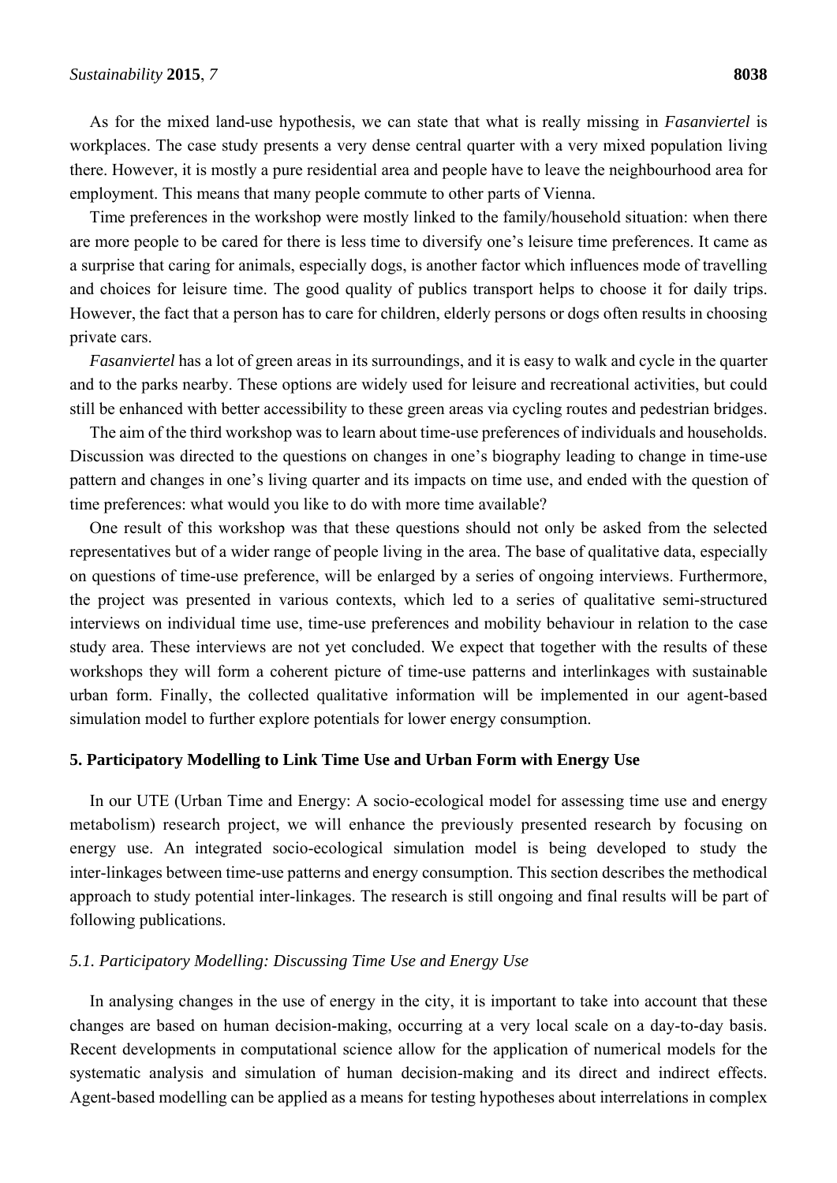As for the mixed land-use hypothesis, we can state that what is really missing in *Fasanviertel* is workplaces. The case study presents a very dense central quarter with a very mixed population living there. However, it is mostly a pure residential area and people have to leave the neighbourhood area for employment. This means that many people commute to other parts of Vienna.

Time preferences in the workshop were mostly linked to the family/household situation: when there are more people to be cared for there is less time to diversify one's leisure time preferences. It came as a surprise that caring for animals, especially dogs, is another factor which influences mode of travelling and choices for leisure time. The good quality of publics transport helps to choose it for daily trips. However, the fact that a person has to care for children, elderly persons or dogs often results in choosing private cars.

*Fasanviertel* has a lot of green areas in its surroundings, and it is easy to walk and cycle in the quarter and to the parks nearby. These options are widely used for leisure and recreational activities, but could still be enhanced with better accessibility to these green areas via cycling routes and pedestrian bridges.

The aim of the third workshop was to learn about time-use preferences of individuals and households. Discussion was directed to the questions on changes in one's biography leading to change in time-use pattern and changes in one's living quarter and its impacts on time use, and ended with the question of time preferences: what would you like to do with more time available?

One result of this workshop was that these questions should not only be asked from the selected representatives but of a wider range of people living in the area. The base of qualitative data, especially on questions of time-use preference, will be enlarged by a series of ongoing interviews. Furthermore, the project was presented in various contexts, which led to a series of qualitative semi-structured interviews on individual time use, time-use preferences and mobility behaviour in relation to the case study area. These interviews are not yet concluded. We expect that together with the results of these workshops they will form a coherent picture of time-use patterns and interlinkages with sustainable urban form. Finally, the collected qualitative information will be implemented in our agent-based simulation model to further explore potentials for lower energy consumption.

## 5. Participatory Modelling to Link Time Use and Urban Form with Energy Use

In our UTE (Urban Time and Energy: A socio-ecological model for assessing time use and energy metabolism) research project, we will enhance the previously presented research by focusing on energy use. An integrated socio-ecological simulation model is being developed to study the inter-linkages between time-use patterns and energy consumption. This section describes the methodical approach to study potential inter-linkages. The research is still ongoing and final results will be part of following publications.

### *5.1. Participatory Modelling: Discussing Time Use and Energy Use*

In analysing changes in the use of energy in the city, it is important to take into account that these changes are based on human decision-making, occurring at a very local scale on a day-to-day basis. Recent developments in computational science allow for the application of numerical models for the systematic analysis and simulation of human decision-making and its direct and indirect effects. Agent-based modelling can be applied as a means for testing hypotheses about interrelations in complex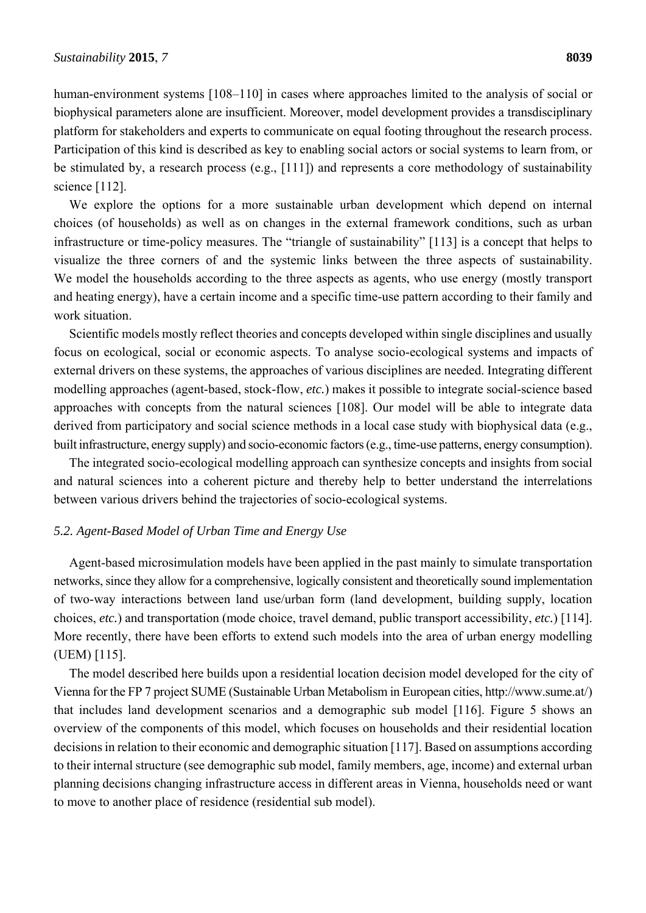human-environment systems [108–110] in cases where approaches limited to the analysis of social or biophysical parameters alone are insufficient. Moreover, model development provides a transdisciplinary platform for stakeholders and experts to communicate on equal footing throughout the research process. Participation of this kind is described as key to enabling social actors or social systems to learn from, or be stimulated by, a research process (e.g., [111]) and represents a core methodology of sustainability science [112].

We explore the options for a more sustainable urban development which depend on internal choices (of households) as well as on changes in the external framework conditions, such as urban infrastructure or time-policy measures. The "triangle of sustainability" [113] is a concept that helps to visualize the three corners of and the systemic links between the three aspects of sustainability. We model the households according to the three aspects as agents, who use energy (mostly transport and heating energy), have a certain income and a specific time-use pattern according to their family and work situation.

Scientific models mostly reflect theories and concepts developed within single disciplines and usually focus on ecological, social or economic aspects. To analyse socio-ecological systems and impacts of external drivers on these systems, the approaches of various disciplines are needed. Integrating different modelling approaches (agent-based, stock-flow, *etc.*) makes it possible to integrate social-science based approaches with concepts from the natural sciences [108]. Our model will be able to integrate data derived from participatory and social science methods in a local case study with biophysical data (e.g., built infrastructure, energy supply) and socio-economic factors (e.g., time-use patterns, energy consumption).

The integrated socio-ecological modelling approach can synthesize concepts and insights from social and natural sciences into a coherent picture and thereby help to better understand the interrelations between various drivers behind the trajectories of socio-ecological systems.

### *5.2. Agent-Based Model of Urban Time and Energy Use*

Agent-based microsimulation models have been applied in the past mainly to simulate transportation networks, since they allow for a comprehensive, logically consistent and theoretically sound implementation of two-way interactions between land use/urban form (land development, building supply, location choices, *etc.*) and transportation (mode choice, travel demand, public transport accessibility, *etc.*) [114]. More recently, there have been efforts to extend such models into the area of urban energy modelling (UEM) [115].

The model described here builds upon a residential location decision model developed for the city of Vienna for the FP 7 project SUME (Sustainable Urban Metabolism in European cities, http://www.sume.at/) that includes land development scenarios and a demographic sub model [116]. Figure 5 shows an overview of the components of this model, which focuses on households and their residential location decisions in relation to their economic and demographic situation [117]. Based on assumptions according to their internal structure (see demographic sub model, family members, age, income) and external urban planning decisions changing infrastructure access in different areas in Vienna, households need or want to move to another place of residence (residential sub model).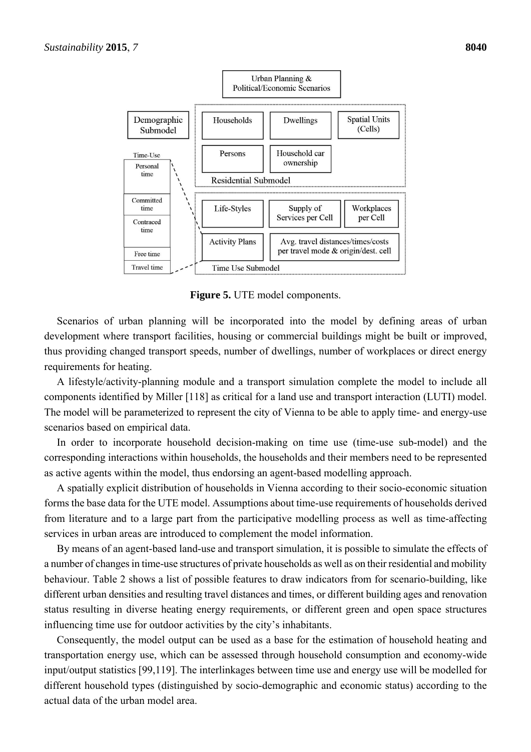**Figure 5.** UTE model components.

Scenarios of urban planning will be incorporated into the model by defining areas of urban development where transport facilities, housing or commercial buildings might be built or improved, thus providing changed transport speeds, number of dwellings, number of workplaces or direct energy requirements for heating.

A lifestyle/activity-planning module and a transport simulation complete the model to include all components identified by Miller [118] as critical for a land use and transport interaction (LUTI) model. The model will be parameterized to represent the city of Vienna to be able to apply time- and energy-use scenarios based on empirical data.

In order to incorporate household decision-making on time use (time-use sub-model) and the corresponding interactions within households, the households and their members need to be represented as active agents within the model, thus endorsing an agent-based modelling approach.

A spatially explicit distribution of households in Vienna according to their socio-economic situation forms the base data for the UTE model. Assumptions about time-use requirements of households derived from literature and to a large part from the participative modelling process as well as time-affecting services in urban areas are introduced to complement the model information.

By means of an agent-based land-use and transport simulation, it is possible to simulate the effects of a number of changes in time-use structures of private households as well as on their residential and mobility behaviour. Table 2 shows a list of possible features to draw indicators from for scenario-building, like different urban densities and resulting travel distances and times, or different building ages and renovation status resulting in diverse heating energy requirements, or different green and open space structures influencing time use for outdoor activities by the city's inhabitants.

Consequently, the model output can be used as a base for the estimation of household heating and transportation energy use, which can be assessed through household consumption and economy-wide input/output statistics [99,119]. The interlinkages between time use and energy use will be modelled for different household types (distinguished by socio-demographic and economic status) according to the actual data of the urban model area.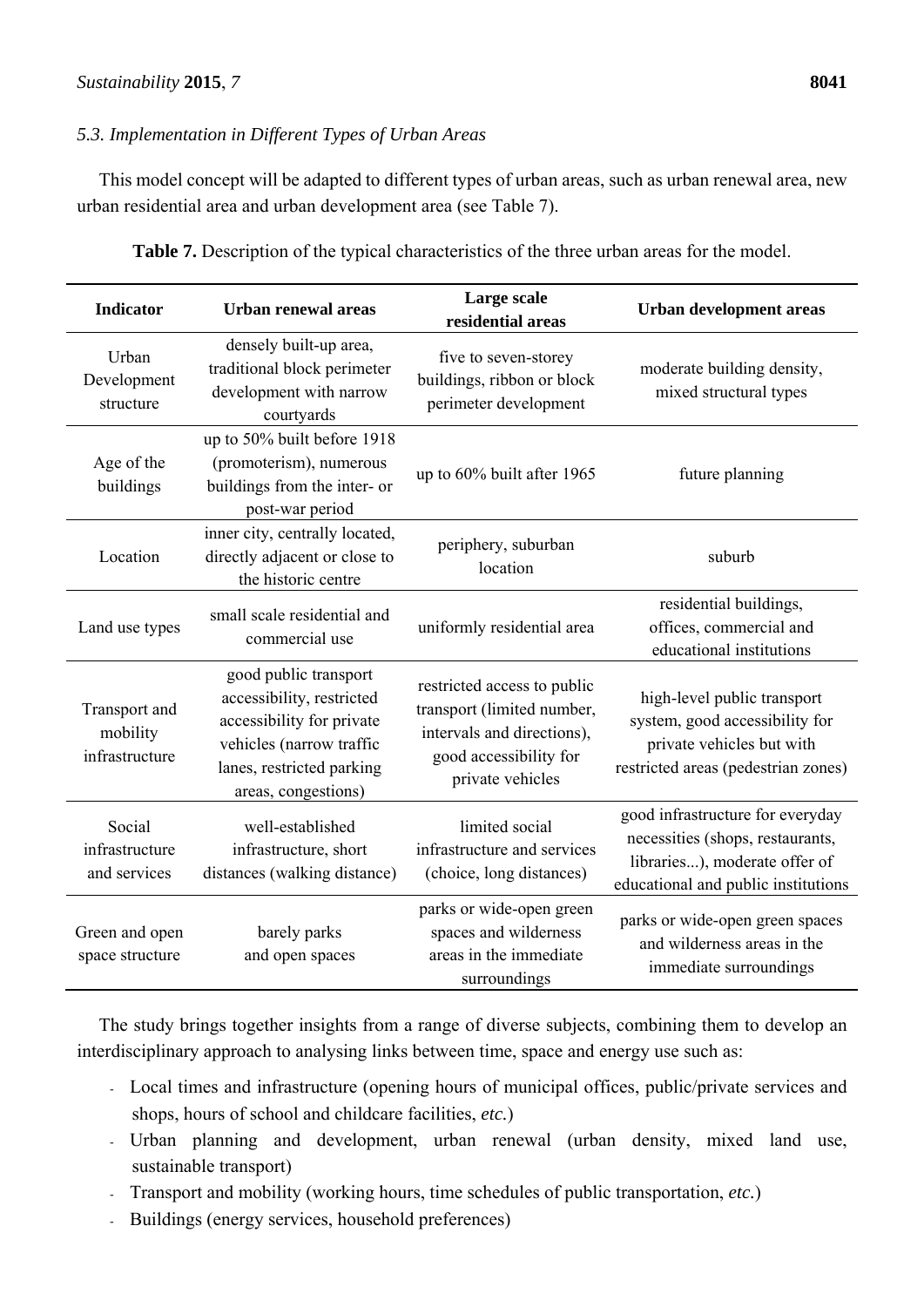### 5.3. Implementation in Different Types of Urban Areas

This model concept will be adapted to different types of urban areas, such as urban renewal area, new urban residential area and urban development area (see Table 7).

**Table 7.** Description of the typical characteristics of the three urban areas for the model.

| Indicator | Urban renewal areas | Large scale residential areas | Urban development areas |
|---|---|---|---|
| Urban Development structure | densely built-up area, traditional block perimeter development with narrow courtyards | five to seven-storey buildings, ribbon or block perimeter development | moderate building density, mixed structural types |
| Age of the buildings | up to 50% built before 1918 (promoterism), numerous buildings from the inter- or post-war period | up to 60% built after 1965 | future planning |
| Location | inner city, centrally located, directly adjacent or close to the historic centre | periphery, suburban location | suburb |
| Land use types | small scale residential and commercial use | uniformly residential area | residential buildings, offices, commercial and educational institutions |
| Transport and mobility infrastructure | good public transport accessibility, restricted accessibility for private vehicles (narrow traffic lanes, restricted parking areas, congestions) | restricted access to public transport (limited number, intervals and directions), good accessibility for private vehicles | high-level public transport system, good accessibility for private vehicles but with restricted areas (pedestrian zones) |
| Social infrastructure and services | well-established infrastructure, short distances (walking distance) | limited social infrastructure and services (choice, long distances) | good infrastructure for everyday necessities (shops, restaurants, libraries...), moderate offer of educational and public institutions |
| Green and open space structure | barely parks and open spaces | parks or wide-open green spaces and wilderness areas in the immediate surroundings | parks or wide-open green spaces and wilderness areas in the immediate surroundings |

The study brings together insights from a range of diverse subjects, combining them to develop an interdisciplinary approach to analysing links between time, space and energy use such as:

- Local times and infrastructure (opening hours of municipal offices, public/private services and shops, hours of school and childcare facilities, *etc.*)
- Urban planning and development, urban renewal (urban density, mixed land use, sustainable transport)
- Transport and mobility (working hours, time schedules of public transportation, *etc.*)
- Buildings (energy services, household preferences)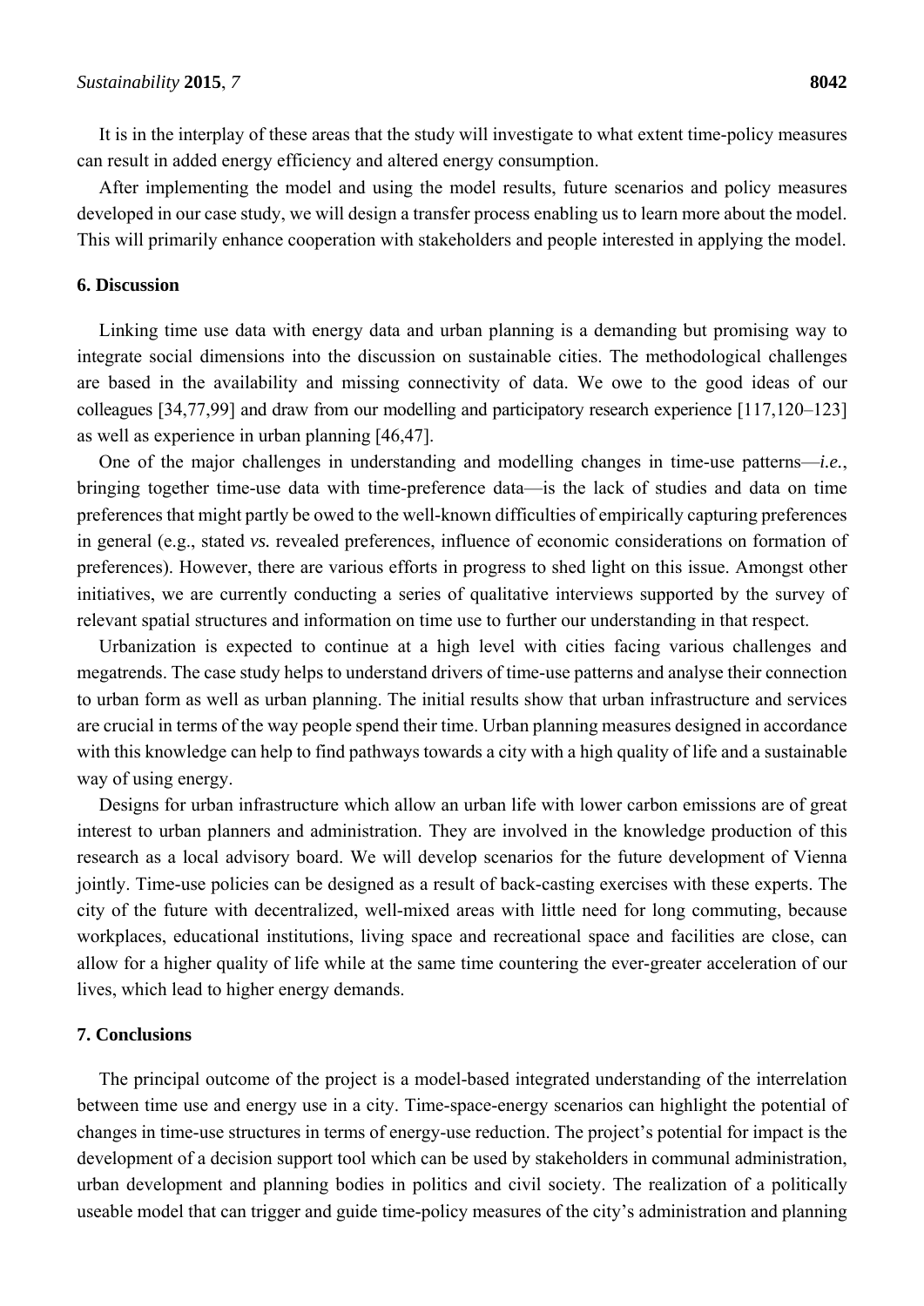It is in the interplay of these areas that the study will investigate to what extent time-policy measures can result in added energy efficiency and altered energy consumption.

After implementing the model and using the model results, future scenarios and policy measures developed in our case study, we will design a transfer process enabling us to learn more about the model. This will primarily enhance cooperation with stakeholders and people interested in applying the model.

## 6. Discussion

Linking time use data with energy data and urban planning is a demanding but promising way to integrate social dimensions into the discussion on sustainable cities. The methodological challenges are based in the availability and missing connectivity of data. We owe to the good ideas of our colleagues [34,77,99] and draw from our modelling and participatory research experience [117,120–123] as well as experience in urban planning [46,47].

One of the major challenges in understanding and modelling changes in time-use patterns—*i.e.*, bringing together time-use data with time-preference data—is the lack of studies and data on time preferences that might partly be owed to the well-known difficulties of empirically capturing preferences in general (e.g., stated *vs.* revealed preferences, influence of economic considerations on formation of preferences). However, there are various efforts in progress to shed light on this issue. Amongst other initiatives, we are currently conducting a series of qualitative interviews supported by the survey of relevant spatial structures and information on time use to further our understanding in that respect.

Urbanization is expected to continue at a high level with cities facing various challenges and megatrends. The case study helps to understand drivers of time-use patterns and analyse their connection to urban form as well as urban planning. The initial results show that urban infrastructure and services are crucial in terms of the way people spend their time. Urban planning measures designed in accordance with this knowledge can help to find pathways towards a city with a high quality of life and a sustainable way of using energy.

Designs for urban infrastructure which allow an urban life with lower carbon emissions are of great interest to urban planners and administration. They are involved in the knowledge production of this research as a local advisory board. We will develop scenarios for the future development of Vienna jointly. Time-use policies can be designed as a result of back-casting exercises with these experts. The city of the future with decentralized, well-mixed areas with little need for long commuting, because workplaces, educational institutions, living space and recreational space and facilities are close, can allow for a higher quality of life while at the same time countering the ever-greater acceleration of our lives, which lead to higher energy demands.

## 7. Conclusions

The principal outcome of the project is a model-based integrated understanding of the interrelation between time use and energy use in a city. Time-space-energy scenarios can highlight the potential of changes in time-use structures in terms of energy-use reduction. The project's potential for impact is the development of a decision support tool which can be used by stakeholders in communal administration, urban development and planning bodies in politics and civil society. The realization of a politically useable model that can trigger and guide time-policy measures of the city's administration and planning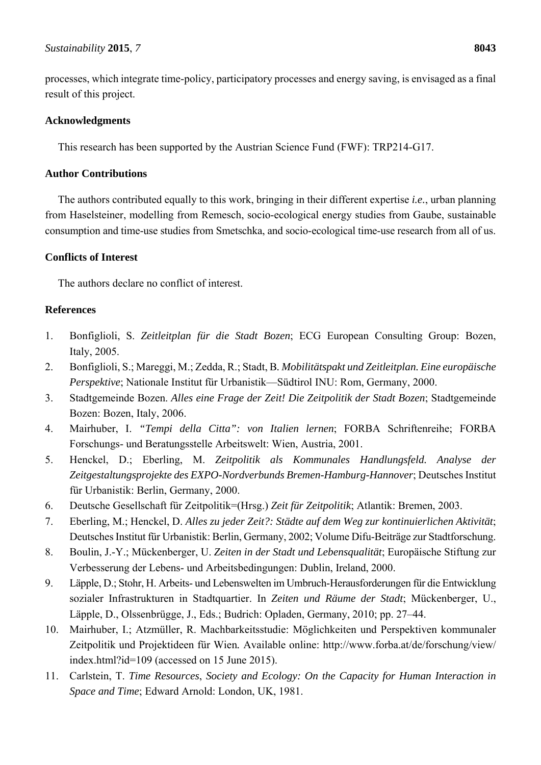processes, which integrate time-policy, participatory processes and energy saving, is envisaged as a final result of this project.

## Acknowledgments

This research has been supported by the Austrian Science Fund (FWF): TRP214-G17.

## Author Contributions

The authors contributed equally to this work, bringing in their different expertise *i.e.*, urban planning from Haselsteiner, modelling from Remesch, socio-ecological energy studies from Gaube, sustainable consumption and time-use studies from Smetschka, and socio-ecological time-use research from all of us.

## Conflicts of Interest

The authors declare no conflict of interest.

## References

1. Bonfiglioli, S. *Zeitleitplan für die Stadt Bozen*; ECG European Consulting Group: Bozen, Italy, 2005.
2. Bonfiglioli, S.; Mareggi, M.; Zedda, R.; Stadt, B. *Mobilitätspakt und Zeitleitplan. Eine europäische Perspektive*; Nationale Institut für Urbanistik—Südtirol INU: Rom, Germany, 2000.
3. Stadtgemeinde Bozen. *Alles eine Frage der Zeit! Die Zeitpolitik der Stadt Bozen*; Stadtgemeinde Bozen: Bozen, Italy, 2006.
4. Mairhuber, I. *"Tempi della Citta": von Italien lernen*; FORBA Schriftenreihe; FORBA Forschungs- und Beratungsstelle Arbeitswelt: Wien, Austria, 2001.
5. Henckel, D.; Eberling, M. *Zeitpolitik als Kommunales Handlungsfeld. Analyse der Zeitgestaltungsprojekte des EXPO-Nordverbunds Bremen-Hamburg-Hannover*; Deutsches Institut für Urbanistik: Berlin, Germany, 2000.
6. Deutsche Gesellschaft für Zeitpolitik=(Hrsg.) *Zeit für Zeitpolitik*; Atlantik: Bremen, 2003.
7. Eberling, M.; Henckel, D. *Alles zu jeder Zeit?: Städte auf dem Weg zur kontinuierlichen Aktivität*; Deutsches Institut für Urbanistik: Berlin, Germany, 2002; Volume Difu-Beiträge zur Stadtforschung.
8. Boulin, J.-Y.; Mückenberger, U. *Zeiten in der Stadt und Lebensqualität*; Europäische Stiftung zur Verbesserung der Lebens- und Arbeitsbedingungen: Dublin, Ireland, 2000.
9. Läpple, D.; Stohr, H. Arbeits- und Lebenswelten im Umbruch-Herausforderungen für die Entwicklung sozialer Infrastrukturen in Stadtquartier. In *Zeiten und Räume der Stadt*; Mückenberger, U., Läpple, D., Olssenbrügge, J., Eds.; Budrich: Opladen, Germany, 2010; pp. 27–44.
10. Mairhuber, I.; Atzmüller, R. Machbarkeitsstudie: Möglichkeiten und Perspektiven kommunaler Zeitpolitik und Projektideen für Wien. Available online: http://www.forba.at/de/forschung/view/index.html?id=109 (accessed on 15 June 2015).
11. Carlstein, T. *Time Resources*, *Society and Ecology: On the Capacity for Human Interaction in Space and Time*; Edward Arnold: London, UK, 1981.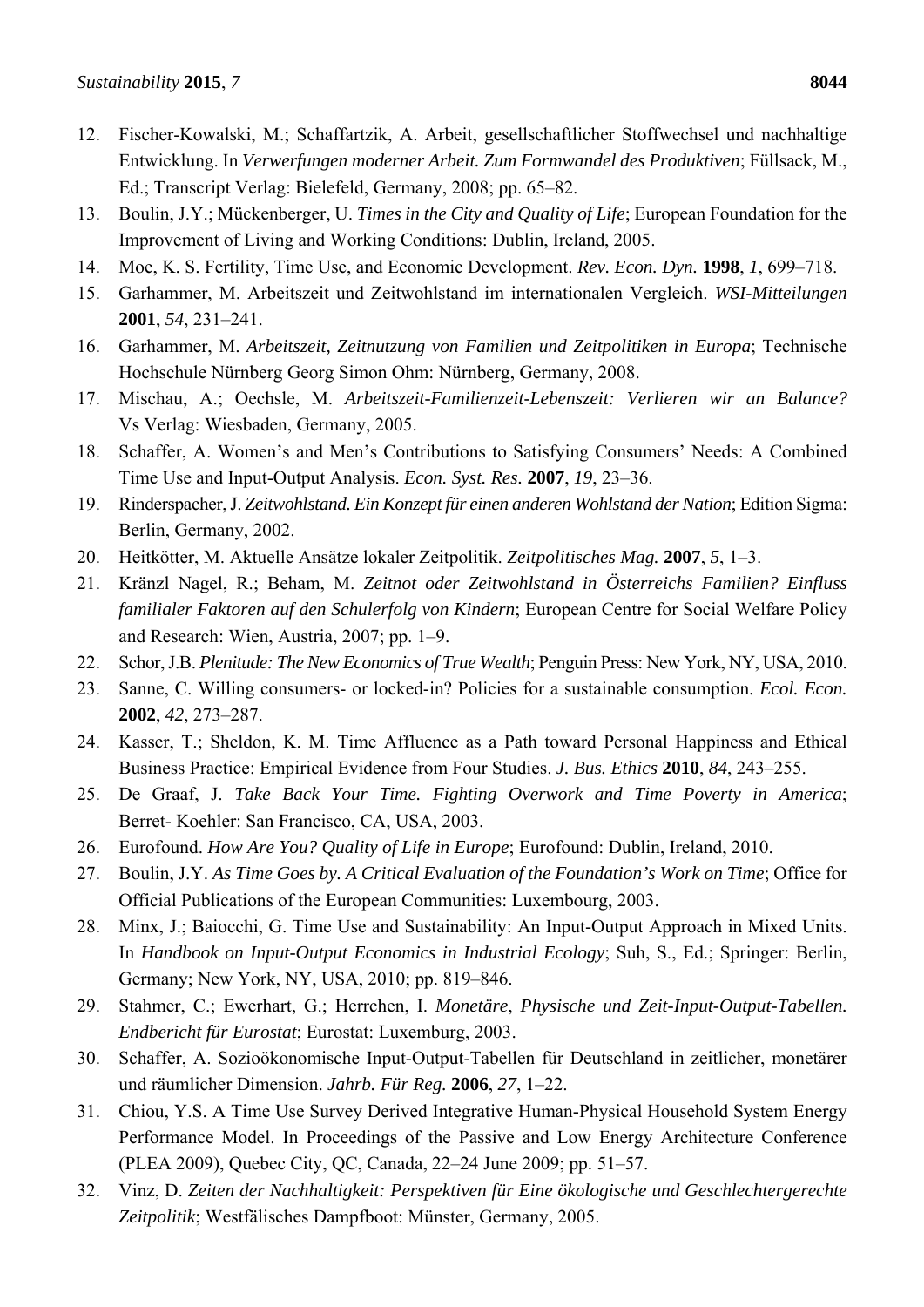12. Fischer-Kowalski, M.; Schaffartzik, A. Arbeit, gesellschaftlicher Stoffwechsel und nachhaltige Entwicklung. In *Verwerfungen moderner Arbeit. Zum Formwandel des Produktiven*; Füllsack, M., Ed.; Transcript Verlag: Bielefeld, Germany, 2008; pp. 65–82.
13. Boulin, J.Y.; Mückenberger, U. *Times in the City and Quality of Life*; European Foundation for the Improvement of Living and Working Conditions: Dublin, Ireland, 2005.
14. Moe, K. S. Fertility, Time Use, and Economic Development. *Rev. Econ. Dyn.* **1998**, *1*, 699–718.
15. Garhammer, M. Arbeitszeit und Zeitwohlstand im internationalen Vergleich. *WSI-Mitteilungen* **2001**, *54*, 231–241.
16. Garhammer, M. *Arbeitszeit, Zeitnutzung von Familien und Zeitpolitiken in Europa*; Technische Hochschule Nürnberg Georg Simon Ohm: Nürnberg, Germany, 2008.
17. Mischau, A.; Oechsle, M. *Arbeitszeit-Familienzeit-Lebenszeit: Verlieren wir an Balance?* Vs Verlag: Wiesbaden, Germany, 2005.
18. Schaffer, A. Women's and Men's Contributions to Satisfying Consumers' Needs: A Combined Time Use and Input-Output Analysis. *Econ. Syst. Res.* **2007**, *19*, 23–36.
19. Rinderspacher, J. *Zeitwohlstand. Ein Konzept für einen anderen Wohlstand der Nation*; Edition Sigma: Berlin, Germany, 2002.
20. Heitkötter, M. Aktuelle Ansätze lokaler Zeitpolitik. *Zeitpolitisches Mag.* **2007**, *5*, 1–3.
21. Kränzl Nagel, R.; Beham, M. *Zeitnot oder Zeitwohlstand in Österreichs Familien? Einfluss familialer Faktoren auf den Schulerfolg von Kindern*; European Centre for Social Welfare Policy and Research: Wien, Austria, 2007; pp. 1–9.
22. Schor, J.B. *Plenitude: The New Economics of True Wealth*; Penguin Press: New York, NY, USA, 2010.
23. Sanne, C. Willing consumers- or locked-in? Policies for a sustainable consumption. *Ecol. Econ.* **2002**, *42*, 273–287.
24. Kasser, T.; Sheldon, K. M. Time Affluence as a Path toward Personal Happiness and Ethical Business Practice: Empirical Evidence from Four Studies. *J. Bus. Ethics* **2010**, *84*, 243–255.
25. De Graaf, J. *Take Back Your Time. Fighting Overwork and Time Poverty in America*; Berret- Koehler: San Francisco, CA, USA, 2003.
26. Eurofound. *How Are You? Quality of Life in Europe*; Eurofound: Dublin, Ireland, 2010.
27. Boulin, J.Y. *As Time Goes by. A Critical Evaluation of the Foundation's Work on Time*; Office for Official Publications of the European Communities: Luxembourg, 2003.
28. Minx, J.; Baiocchi, G. Time Use and Sustainability: An Input-Output Approach in Mixed Units. In *Handbook on Input-Output Economics in Industrial Ecology*; Suh, S., Ed.; Springer: Berlin, Germany; New York, NY, USA, 2010; pp. 819–846.
29. Stahmer, C.; Ewerhart, G.; Herrchen, I. *Monetäre*, *Physische und Zeit-Input-Output-Tabellen. Endbericht für Eurostat*; Eurostat: Luxemburg, 2003.
30. Schaffer, A. Sozioökonomische Input-Output-Tabellen für Deutschland in zeitlicher, monetärer und räumlicher Dimension. *Jahrb. Für Reg.* **2006**, *27*, 1–22.
31. Chiou, Y.S. A Time Use Survey Derived Integrative Human-Physical Household System Energy Performance Model. In Proceedings of the Passive and Low Energy Architecture Conference (PLEA 2009), Quebec City, QC, Canada, 22–24 June 2009; pp. 51–57.
32. Vinz, D. *Zeiten der Nachhaltigkeit: Perspektiven für Eine ökologische und Geschlechtergerechte Zeitpolitik*; Westfälisches Dampfboot: Münster, Germany, 2005.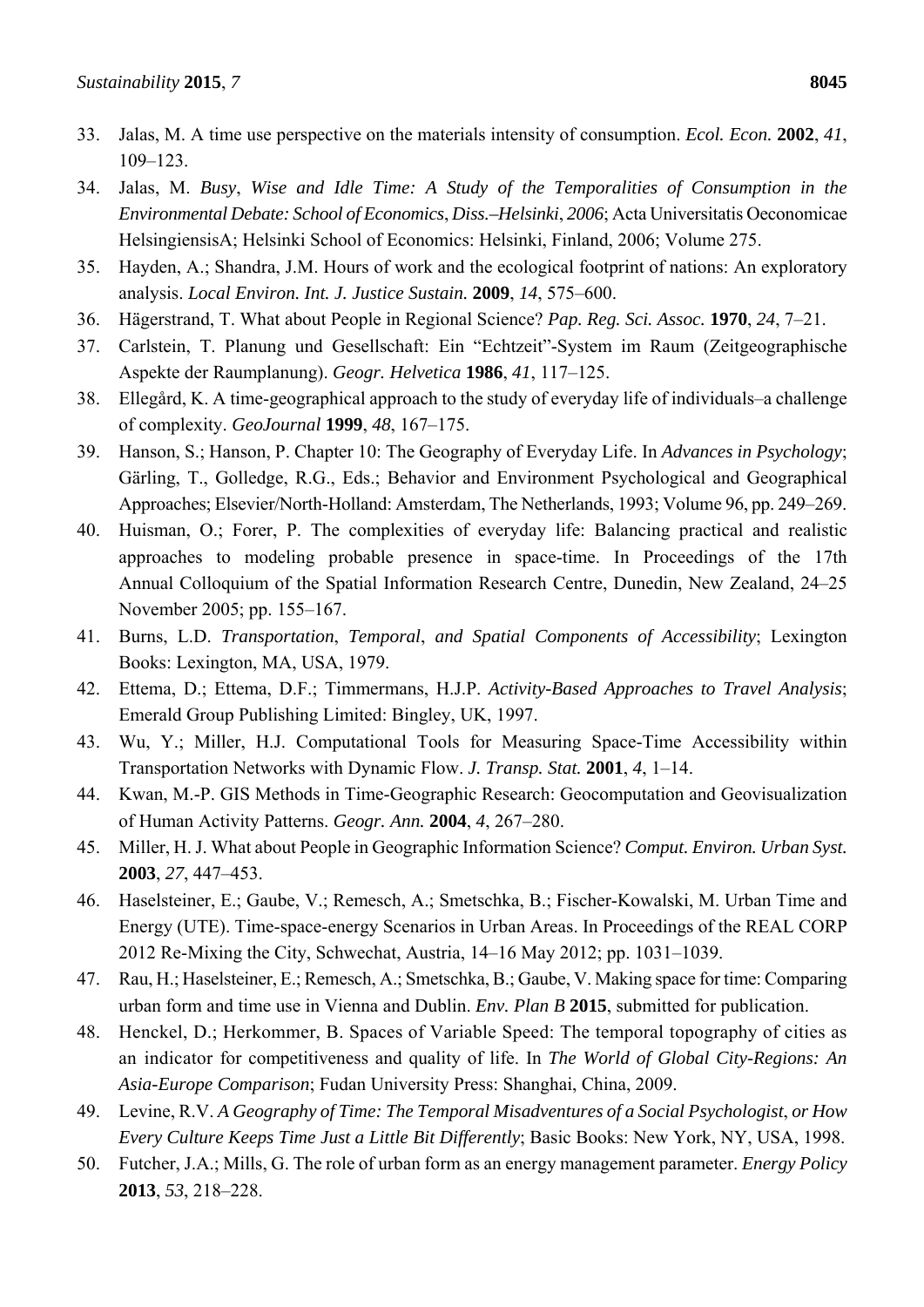33. Jalas, M. A time use perspective on the materials intensity of consumption. *Ecol. Econ.* **2002**, *41*, 109–123.
34. Jalas, M. *Busy*, *Wise and Idle Time: A Study of the Temporalities of Consumption in the Environmental Debate: School of Economics*, *Diss.–Helsinki*, *2006*; Acta Universitatis Oeconomicae HelsingiensisA; Helsinki School of Economics: Helsinki, Finland, 2006; Volume 275.
35. Hayden, A.; Shandra, J.M. Hours of work and the ecological footprint of nations: An exploratory analysis. *Local Environ. Int. J. Justice Sustain.* **2009**, *14*, 575–600.
36. Hägerstrand, T. What about People in Regional Science? *Pap. Reg. Sci. Assoc.* **1970**, *24*, 7–21.
37. Carlstein, T. Planung und Gesellschaft: Ein "Echtzeit"-System im Raum (Zeitgeographische Aspekte der Raumplanung). *Geogr. Helvetica* **1986**, *41*, 117–125.
38. Ellegård, K. A time-geographical approach to the study of everyday life of individuals–a challenge of complexity. *GeoJournal* **1999**, *48*, 167–175.
39. Hanson, S.; Hanson, P. Chapter 10: The Geography of Everyday Life. In *Advances in Psychology*; Gärling, T., Golledge, R.G., Eds.; Behavior and Environment Psychological and Geographical Approaches; Elsevier/North-Holland: Amsterdam, The Netherlands, 1993; Volume 96, pp. 249–269.
40. Huisman, O.; Forer, P. The complexities of everyday life: Balancing practical and realistic approaches to modeling probable presence in space-time. In Proceedings of the 17th Annual Colloquium of the Spatial Information Research Centre, Dunedin, New Zealand, 24–25 November 2005; pp. 155–167.
41. Burns, L.D. *Transportation*, *Temporal*, *and Spatial Components of Accessibility*; Lexington Books: Lexington, MA, USA, 1979.
42. Ettema, D.; Ettema, D.F.; Timmermans, H.J.P. *Activity-Based Approaches to Travel Analysis*; Emerald Group Publishing Limited: Bingley, UK, 1997.
43. Wu, Y.; Miller, H.J. Computational Tools for Measuring Space-Time Accessibility within Transportation Networks with Dynamic Flow. *J. Transp. Stat.* **2001**, *4*, 1–14.
44. Kwan, M.-P. GIS Methods in Time-Geographic Research: Geocomputation and Geovisualization of Human Activity Patterns. *Geogr. Ann.* **2004**, *4*, 267–280.
45. Miller, H. J. What about People in Geographic Information Science? *Comput. Environ. Urban Syst.* **2003**, *27*, 447–453.
46. Haselsteiner, E.; Gaube, V.; Remesch, A.; Smetschka, B.; Fischer-Kowalski, M. Urban Time and Energy (UTE). Time-space-energy Scenarios in Urban Areas. In Proceedings of the REAL CORP 2012 Re-Mixing the City, Schwechat, Austria, 14–16 May 2012; pp. 1031–1039.
47. Rau, H.; Haselsteiner, E.; Remesch, A.; Smetschka, B.; Gaube, V. Making space for time: Comparing urban form and time use in Vienna and Dublin. *Env. Plan B* **2015**, submitted for publication.
48. Henckel, D.; Herkommer, B. Spaces of Variable Speed: The temporal topography of cities as an indicator for competitiveness and quality of life. In *The World of Global City-Regions: An Asia-Europe Comparison*; Fudan University Press: Shanghai, China, 2009.
49. Levine, R.V. *A Geography of Time: The Temporal Misadventures of a Social Psychologist*, *or How Every Culture Keeps Time Just a Little Bit Differently*; Basic Books: New York, NY, USA, 1998.
50. Futcher, J.A.; Mills, G. The role of urban form as an energy management parameter. *Energy Policy* **2013**, *53*, 218–228.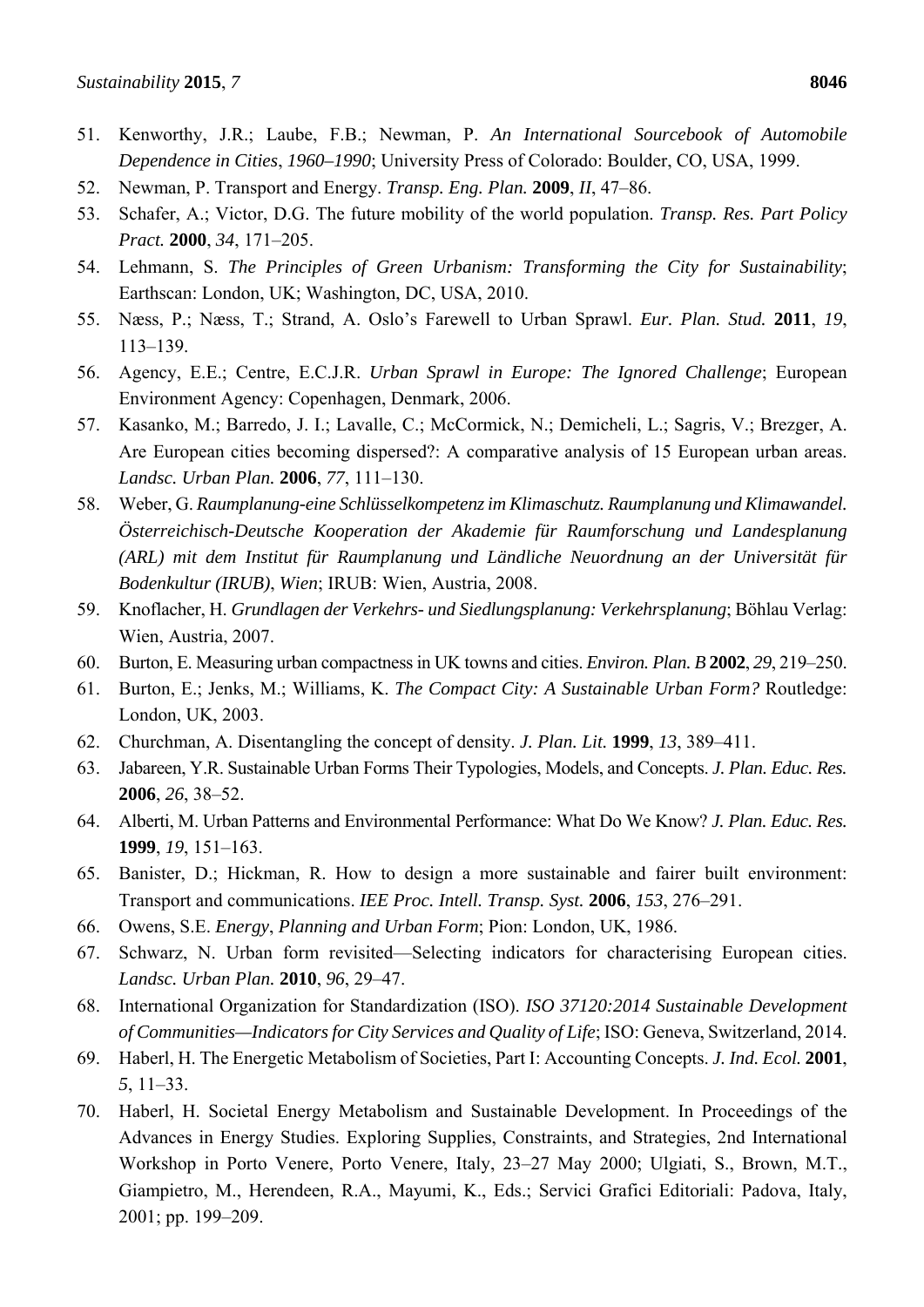51. Kenworthy, J.R.; Laube, F.B.; Newman, P. *An International Sourcebook of Automobile Dependence in Cities*, *1960–1990*; University Press of Colorado: Boulder, CO, USA, 1999.
52. Newman, P. Transport and Energy. *Transp. Eng. Plan.* **2009**, *II*, 47–86.
53. Schafer, A.; Victor, D.G. The future mobility of the world population. *Transp. Res. Part Policy Pract.* **2000**, *34*, 171–205.
54. Lehmann, S. *The Principles of Green Urbanism: Transforming the City for Sustainability*; Earthscan: London, UK; Washington, DC, USA, 2010.
55. Næss, P.; Næss, T.; Strand, A. Oslo's Farewell to Urban Sprawl. *Eur. Plan. Stud.* **2011**, *19*, 113–139.
56. Agency, E.E.; Centre, E.C.J.R. *Urban Sprawl in Europe: The Ignored Challenge*; European Environment Agency: Copenhagen, Denmark, 2006.
57. Kasanko, M.; Barredo, J. I.; Lavalle, C.; McCormick, N.; Demicheli, L.; Sagris, V.; Brezger, A. Are European cities becoming dispersed?: A comparative analysis of 15 European urban areas. *Landsc. Urban Plan.* **2006**, *77*, 111–130.
58. Weber, G. *Raumplanung-eine Schlüsselkompetenz im Klimaschutz. Raumplanung und Klimawandel. Österreichisch-Deutsche Kooperation der Akademie für Raumforschung und Landesplanung (ARL) mit dem Institut für Raumplanung und Ländliche Neuordnung an der Universität für Bodenkultur (IRUB)*, *Wien*; IRUB: Wien, Austria, 2008.
59. Knoflacher, H. *Grundlagen der Verkehrs- und Siedlungsplanung: Verkehrsplanung*; Böhlau Verlag: Wien, Austria, 2007.
60. Burton, E. Measuring urban compactness in UK towns and cities. *Environ. Plan. B* **2002**, *29*, 219–250.
61. Burton, E.; Jenks, M.; Williams, K. *The Compact City: A Sustainable Urban Form?* Routledge: London, UK, 2003.
62. Churchman, A. Disentangling the concept of density. *J. Plan. Lit.* **1999**, *13*, 389–411.
63. Jabareen, Y.R. Sustainable Urban Forms Their Typologies, Models, and Concepts. *J. Plan. Educ. Res.* **2006**, *26*, 38–52.
64. Alberti, M. Urban Patterns and Environmental Performance: What Do We Know? *J. Plan. Educ. Res.* **1999**, *19*, 151–163.
65. Banister, D.; Hickman, R. How to design a more sustainable and fairer built environment: Transport and communications. *IEE Proc. Intell. Transp. Syst.* **2006**, *153*, 276–291.
66. Owens, S.E. *Energy*, *Planning and Urban Form*; Pion: London, UK, 1986.
67. Schwarz, N. Urban form revisited—Selecting indicators for characterising European cities. *Landsc. Urban Plan.* **2010**, *96*, 29–47.
68. International Organization for Standardization (ISO). *ISO 37120:2014 Sustainable Development of Communities—Indicators for City Services and Quality of Life*; ISO: Geneva, Switzerland, 2014.
69. Haberl, H. The Energetic Metabolism of Societies, Part I: Accounting Concepts. *J. Ind. Ecol.* **2001**, *5*, 11–33.
70. Haberl, H. Societal Energy Metabolism and Sustainable Development. In Proceedings of the Advances in Energy Studies. Exploring Supplies, Constraints, and Strategies, 2nd International Workshop in Porto Venere, Porto Venere, Italy, 23–27 May 2000; Ulgiati, S., Brown, M.T., Giampietro, M., Herendeen, R.A., Mayumi, K., Eds.; Servici Grafici Editoriali: Padova, Italy, 2001; pp. 199–209.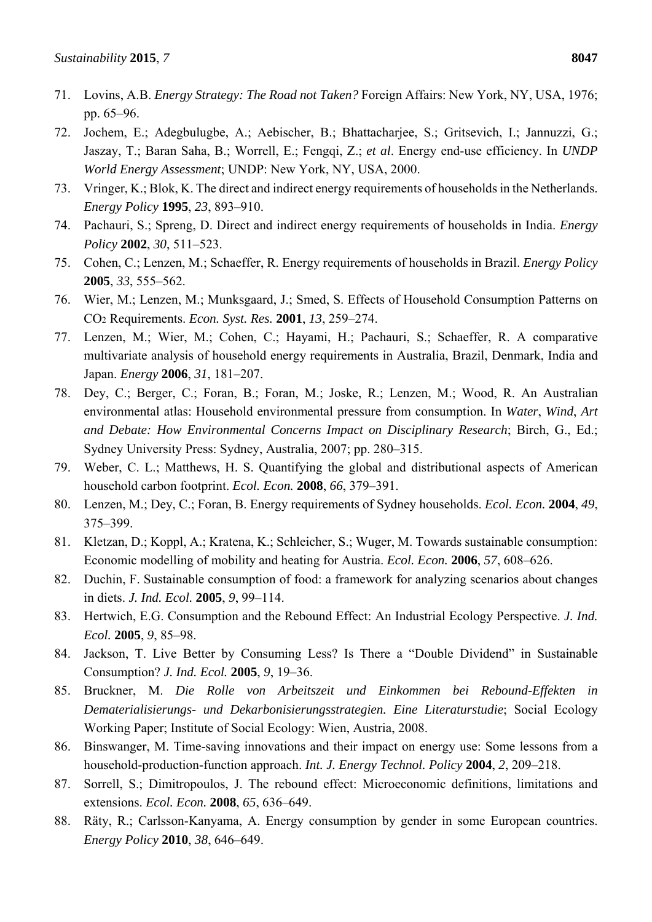71. Lovins, A.B. *Energy Strategy: The Road not Taken?* Foreign Affairs: New York, NY, USA, 1976; pp. 65–96.
72. Jochem, E.; Adegbulugbe, A.; Aebischer, B.; Bhattacharjee, S.; Gritsevich, I.; Jannuzzi, G.; Jaszay, T.; Baran Saha, B.; Worrell, E.; Fengqi, Z.; *et al*. Energy end-use efficiency. In *UNDP World Energy Assessment*; UNDP: New York, NY, USA, 2000.
73. Vringer, K.; Blok, K. The direct and indirect energy requirements of households in the Netherlands. *Energy Policy* **1995**, *23*, 893–910.
74. Pachauri, S.; Spreng, D. Direct and indirect energy requirements of households in India. *Energy Policy* **2002**, *30*, 511–523.
75. Cohen, C.; Lenzen, M.; Schaeffer, R. Energy requirements of households in Brazil. *Energy Policy* **2005**, *33*, 555–562.
76. Wier, M.; Lenzen, M.; Munksgaard, J.; Smed, S. Effects of Household Consumption Patterns on $CO_2$ Requirements. *Econ. Syst. Res.* **2001**, *13*, 259–274.
77. Lenzen, M.; Wier, M.; Cohen, C.; Hayami, H.; Pachauri, S.; Schaeffer, R. A comparative multivariate analysis of household energy requirements in Australia, Brazil, Denmark, India and Japan. *Energy* **2006**, *31*, 181–207.
78. Dey, C.; Berger, C.; Foran, B.; Foran, M.; Joske, R.; Lenzen, M.; Wood, R. An Australian environmental atlas: Household environmental pressure from consumption. In *Water*, *Wind*, *Art and Debate: How Environmental Concerns Impact on Disciplinary Research*; Birch, G., Ed.; Sydney University Press: Sydney, Australia, 2007; pp. 280–315.
79. Weber, C. L.; Matthews, H. S. Quantifying the global and distributional aspects of American household carbon footprint. *Ecol. Econ.* **2008**, *66*, 379–391.
80. Lenzen, M.; Dey, C.; Foran, B. Energy requirements of Sydney households. *Ecol. Econ.* **2004**, *49*, 375–399.
81. Kletzan, D.; Koppl, A.; Kratena, K.; Schleicher, S.; Wuger, M. Towards sustainable consumption: Economic modelling of mobility and heating for Austria. *Ecol. Econ.* **2006**, *57*, 608–626.
82. Duchin, F. Sustainable consumption of food: a framework for analyzing scenarios about changes in diets. *J. Ind. Ecol.* **2005**, *9*, 99–114.
83. Hertwich, E.G. Consumption and the Rebound Effect: An Industrial Ecology Perspective. *J. Ind. Ecol.* **2005**, *9*, 85–98.
84. Jackson, T. Live Better by Consuming Less? Is There a "Double Dividend" in Sustainable Consumption? *J. Ind. Ecol.* **2005**, *9*, 19–36.
85. Bruckner, M. *Die Rolle von Arbeitszeit und Einkommen bei Rebound-Effekten in Dematerialisierungs- und Dekarbonisierungsstrategien. Eine Literaturstudie*; Social Ecology Working Paper; Institute of Social Ecology: Wien, Austria, 2008.
86. Binswanger, M. Time-saving innovations and their impact on energy use: Some lessons from a household-production-function approach. *Int. J. Energy Technol. Policy* **2004**, *2*, 209–218.
87. Sorrell, S.; Dimitropoulos, J. The rebound effect: Microeconomic definitions, limitations and extensions. *Ecol. Econ.* **2008**, *65*, 636–649.
88. Räty, R.; Carlsson-Kanyama, A. Energy consumption by gender in some European countries. *Energy Policy* **2010**, *38*, 646–649.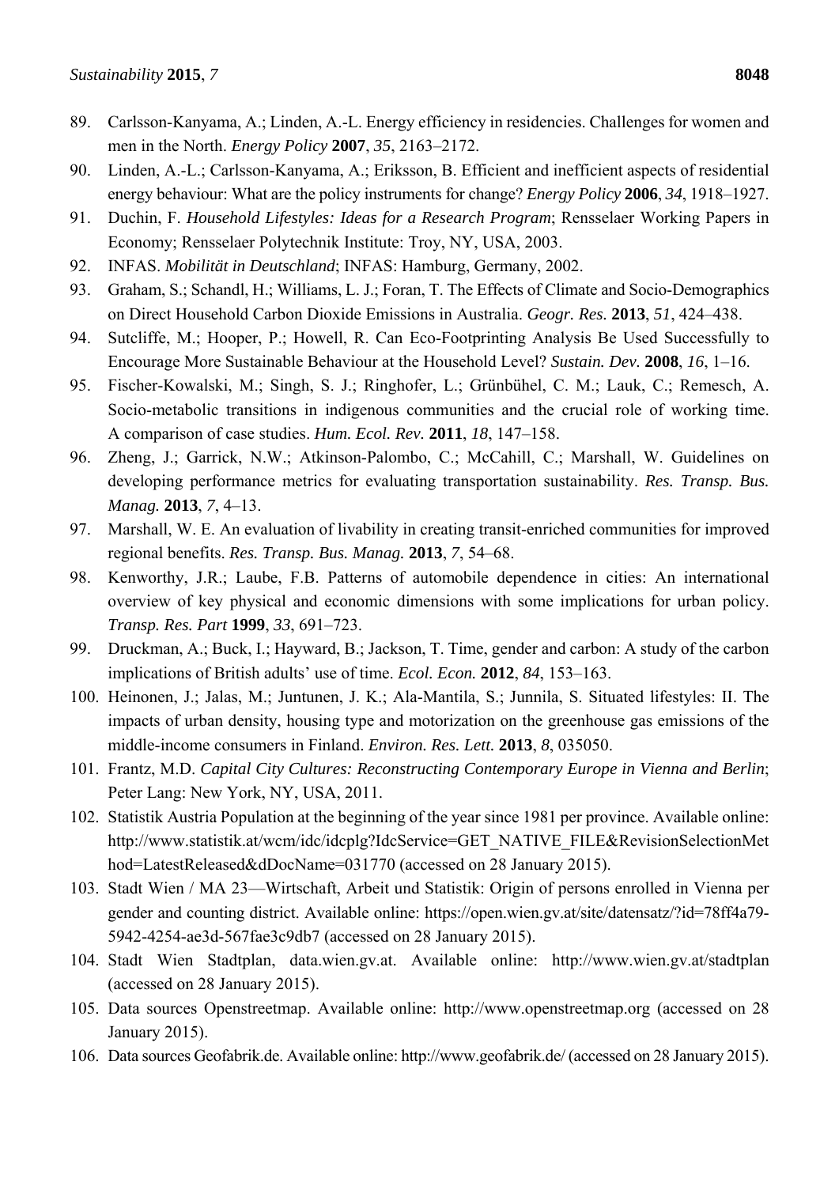89. Carlsson-Kanyama, A.; Linden, A.-L. Energy efficiency in residencies. Challenges for women and men in the North. *Energy Policy* **2007**, *35*, 2163–2172.
90. Linden, A.-L.; Carlsson-Kanyama, A.; Eriksson, B. Efficient and inefficient aspects of residential energy behaviour: What are the policy instruments for change? *Energy Policy* **2006**, *34*, 1918–1927.
91. Duchin, F. *Household Lifestyles: Ideas for a Research Program*; Rensselaer Working Papers in Economy; Rensselaer Polytechnik Institute: Troy, NY, USA, 2003.
92. INFAS. *Mobilität in Deutschland*; INFAS: Hamburg, Germany, 2002.
93. Graham, S.; Schandl, H.; Williams, L. J.; Foran, T. The Effects of Climate and Socio-Demographics on Direct Household Carbon Dioxide Emissions in Australia. *Geogr. Res.* **2013**, *51*, 424–438.
94. Sutcliffe, M.; Hooper, P.; Howell, R. Can Eco-Footprinting Analysis Be Used Successfully to Encourage More Sustainable Behaviour at the Household Level? *Sustain. Dev.* **2008**, *16*, 1–16.
95. Fischer-Kowalski, M.; Singh, S. J.; Ringhofer, L.; Grünbühel, C. M.; Lauk, C.; Remesch, A. Socio-metabolic transitions in indigenous communities and the crucial role of working time. A comparison of case studies. *Hum. Ecol. Rev.* **2011**, *18*, 147–158.
96. Zheng, J.; Garrick, N.W.; Atkinson-Palombo, C.; McCahill, C.; Marshall, W. Guidelines on developing performance metrics for evaluating transportation sustainability. *Res. Transp. Bus. Manag.* **2013**, *7*, 4–13.
97. Marshall, W. E. An evaluation of livability in creating transit-enriched communities for improved regional benefits. *Res. Transp. Bus. Manag.* **2013**, *7*, 54–68.
98. Kenworthy, J.R.; Laube, F.B. Patterns of automobile dependence in cities: An international overview of key physical and economic dimensions with some implications for urban policy. *Transp. Res. Part* **1999**, *33*, 691–723.
99. Druckman, A.; Buck, I.; Hayward, B.; Jackson, T. Time, gender and carbon: A study of the carbon implications of British adults' use of time. *Ecol. Econ.* **2012**, *84*, 153–163.
100. Heinonen, J.; Jalas, M.; Juntunen, J. K.; Ala-Mantila, S.; Junnila, S. Situated lifestyles: II. The impacts of urban density, housing type and motorization on the greenhouse gas emissions of the middle-income consumers in Finland. *Environ. Res. Lett.* **2013**, *8*, 035050.
101. Frantz, M.D. *Capital City Cultures: Reconstructing Contemporary Europe in Vienna and Berlin*; Peter Lang: New York, NY, USA, 2011.
102. Statistik Austria Population at the beginning of the year since 1981 per province. Available online: http://www.statistik.at/wcm/idc/idcplg?IdcService=GET_NATIVE_FILE&RevisionSelectionMethod=LatestReleased&dDocName=031770 (accessed on 28 January 2015).
103. Stadt Wien / MA 23—Wirtschaft, Arbeit und Statistik: Origin of persons enrolled in Vienna per gender and counting district. Available online: https://open.wien.gv.at/site/datensatz/?id=78ff4a79-5942-4254-ae3d-567fae3c9db7 (accessed on 28 January 2015).
104. Stadt Wien Stadtplan, data.wien.gv.at. Available online: http://www.wien.gv.at/stadtplan (accessed on 28 January 2015).
105. Data sources Openstreetmap. Available online: http://www.openstreetmap.org (accessed on 28 January 2015).
106. Data sources Geofabrik.de. Available online: http://www.geofabrik.de/ (accessed on 28 January 2015).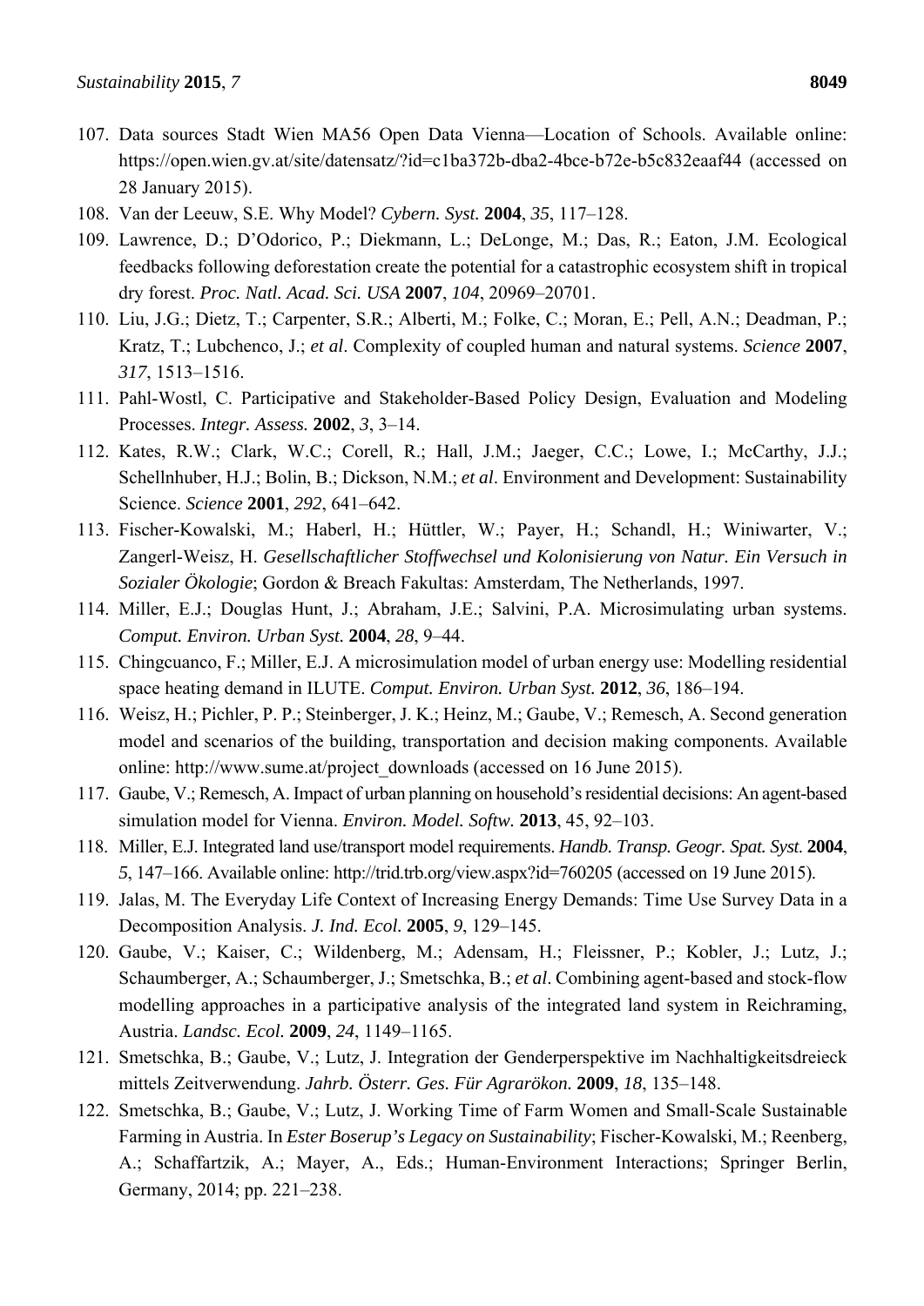107. Data sources Stadt Wien MA56 Open Data Vienna—Location of Schools. Available online: https://open.wien.gv.at/site/datensatz/?id=c1ba372b-dba2-4bce-b72e-b5c832eaaf44 (accessed on 28 January 2015).
108. Van der Leeuw, S.E. Why Model? *Cybern. Syst.* **2004**, *35*, 117–128.
109. Lawrence, D.; D'Odorico, P.; Diekmann, L.; DeLonge, M.; Das, R.; Eaton, J.M. Ecological feedbacks following deforestation create the potential for a catastrophic ecosystem shift in tropical dry forest. *Proc. Natl. Acad. Sci. USA* **2007**, *104*, 20969–20701.
110. Liu, J.G.; Dietz, T.; Carpenter, S.R.; Alberti, M.; Folke, C.; Moran, E.; Pell, A.N.; Deadman, P.; Kratz, T.; Lubchenco, J.; *et al*. Complexity of coupled human and natural systems. *Science* **2007**, *317*, 1513–1516.
111. Pahl-Wostl, C. Participative and Stakeholder-Based Policy Design, Evaluation and Modeling Processes. *Integr. Assess.* **2002**, *3*, 3–14.
112. Kates, R.W.; Clark, W.C.; Corell, R.; Hall, J.M.; Jaeger, C.C.; Lowe, I.; McCarthy, J.J.; Schellnhuber, H.J.; Bolin, B.; Dickson, N.M.; *et al*. Environment and Development: Sustainability Science. *Science* **2001**, *292*, 641–642.
113. Fischer-Kowalski, M.; Haberl, H.; Hüttler, W.; Payer, H.; Schandl, H.; Winiwarter, V.; Zangerl-Weisz, H. *Gesellschaftlicher Stoffwechsel und Kolonisierung von Natur. Ein Versuch in Sozialer Ökologie*; Gordon & Breach Fakultas: Amsterdam, The Netherlands, 1997.
114. Miller, E.J.; Douglas Hunt, J.; Abraham, J.E.; Salvini, P.A. Microsimulating urban systems. *Comput. Environ. Urban Syst.* **2004**, *28*, 9–44.
115. Chingcuanco, F.; Miller, E.J. A microsimulation model of urban energy use: Modelling residential space heating demand in ILUTE. *Comput. Environ. Urban Syst.* **2012**, *36*, 186–194.
116. Weisz, H.; Pichler, P. P.; Steinberger, J. K.; Heinz, M.; Gaube, V.; Remesch, A. Second generation model and scenarios of the building, transportation and decision making components. Available online: http://www.sume.at/project_downloads (accessed on 16 June 2015).
117. Gaube, V.; Remesch, A. Impact of urban planning on household's residential decisions: An agent-based simulation model for Vienna. *Environ. Model. Softw.* **2013**, 45, 92–103.
118. Miller, E.J. Integrated land use/transport model requirements. *Handb. Transp. Geogr. Spat. Syst.* **2004**, *5*, 147–166. Available online: http://trid.trb.org/view.aspx?id=760205 (accessed on 19 June 2015).
119. Jalas, M. The Everyday Life Context of Increasing Energy Demands: Time Use Survey Data in a Decomposition Analysis. *J. Ind. Ecol.* **2005**, *9*, 129–145.
120. Gaube, V.; Kaiser, C.; Wildenberg, M.; Adensam, H.; Fleissner, P.; Kobler, J.; Lutz, J.; Schaumberger, A.; Schaumberger, J.; Smetschka, B.; *et al*. Combining agent-based and stock-flow modelling approaches in a participative analysis of the integrated land system in Reichraming, Austria. *Landsc. Ecol.* **2009**, *24*, 1149–1165.
121. Smetschka, B.; Gaube, V.; Lutz, J. Integration der Genderperspektive im Nachhaltigkeitsdreieck mittels Zeitverwendung. *Jahrb. Österr. Ges. Für Agrarökon.* **2009**, *18*, 135–148.
122. Smetschka, B.; Gaube, V.; Lutz, J. Working Time of Farm Women and Small-Scale Sustainable Farming in Austria. In *Ester Boserup's Legacy on Sustainability*; Fischer-Kowalski, M.; Reenberg, A.; Schaffartzik, A.; Mayer, A., Eds.; Human-Environment Interactions; Springer Berlin, Germany, 2014; pp. 221–238.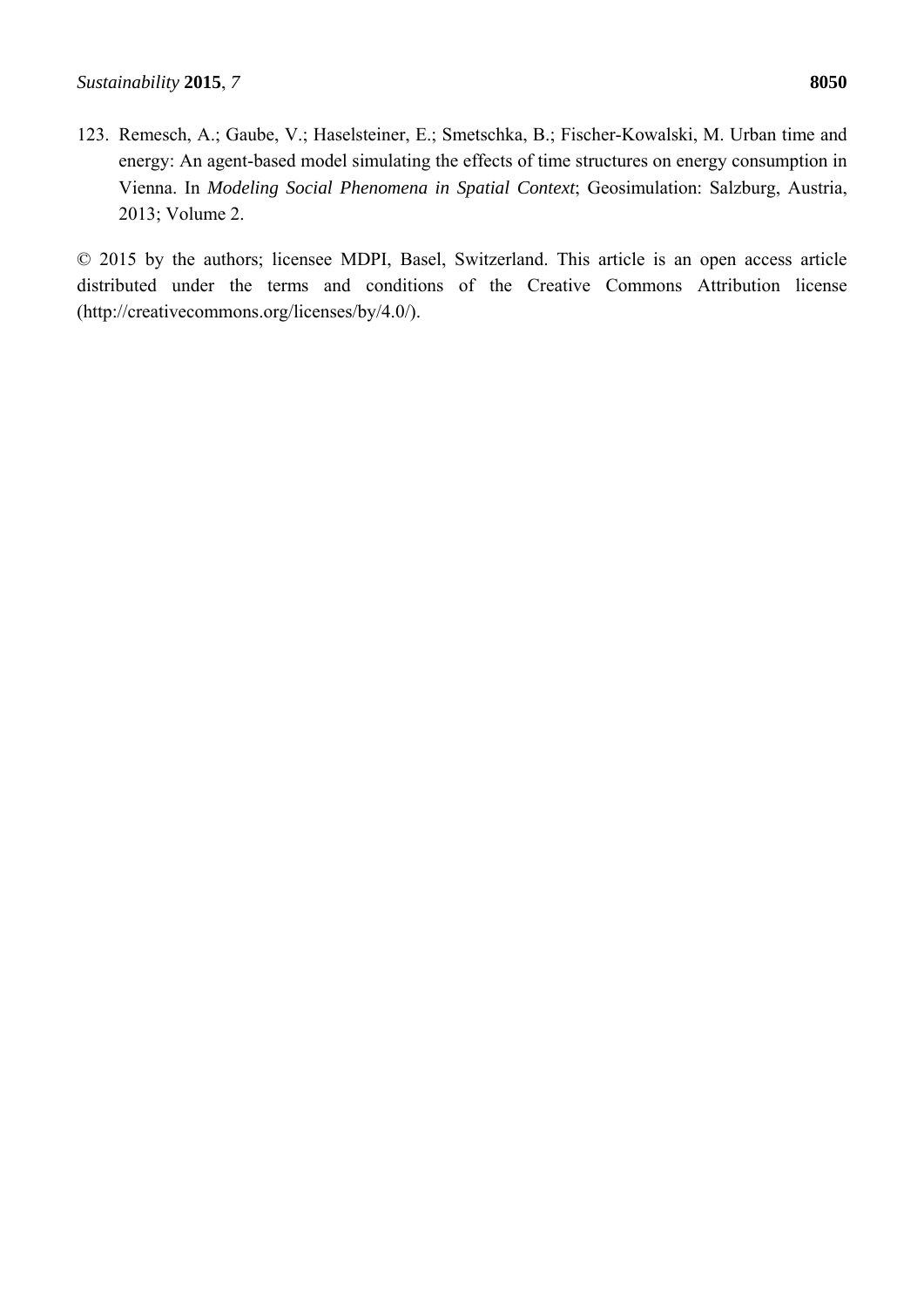123. Remesch, A.; Gaube, V.; Haselsteiner, E.; Smetschka, B.; Fischer-Kowalski, M. Urban time and energy: An agent-based model simulating the effects of time structures on energy consumption in Vienna. In *Modeling Social Phenomena in Spatial Context*; Geosimulation: Salzburg, Austria, 2013; Volume 2.

© 2015 by the authors; licensee MDPI, Basel, Switzerland. This article is an open access article distributed under the terms and conditions of the Creative Commons Attribution license (http://creativecommons.org/licenses/by/4.0/).